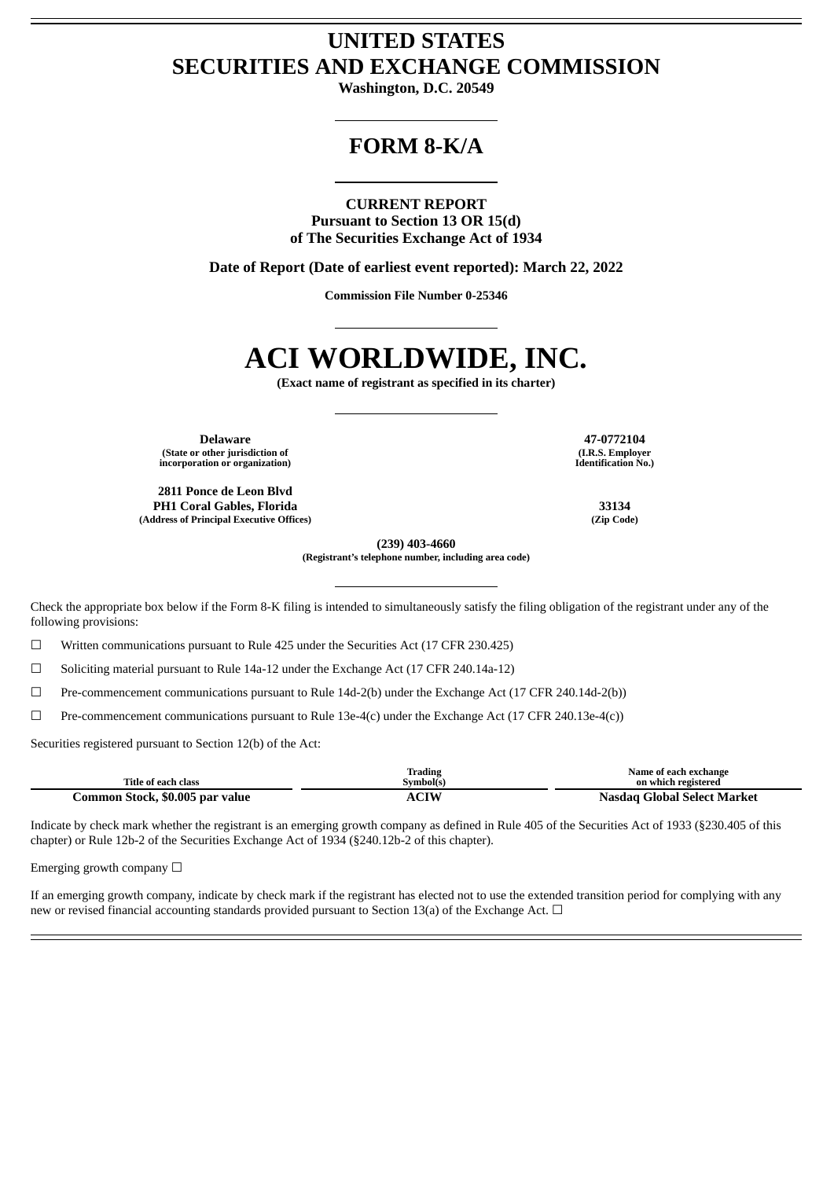# UNITED STATES
# SECURITIES AND EXCHANGE COMMISSION

**Washington, D.C. 20549**

## FORM 8-K/A

**CURRENT REPORT**
**Pursuant to Section 13 OR 15(d)**
**of The Securities Exchange Act of 1934**

**Date of Report (Date of earliest event reported): March 22, 2022**

**Commission File Number 0-25346**

# ACI WORLDWIDE, INC.

**(Exact name of registrant as specified in its charter)**

| | |
|---|---|
| **Delaware** | **47-0772104** |
| **(State or other jurisdiction of incorporation or organization)** | **(I.R.S. Employer Identification No.)** |
| **2811 Ponce de Leon Blvd PH1 Coral Gables, Florida** | **33134** |
| **(Address of Principal Executive Offices)** | **(Zip Code)** |

**(239) 403-4660**
**(Registrant's telephone number, including area code)**

Check the appropriate box below if the Form 8-K filing is intended to simultaneously satisfy the filing obligation of the registrant under any of the following provisions:

☐ Written communications pursuant to Rule 425 under the Securities Act (17 CFR 230.425)

☐ Soliciting material pursuant to Rule 14a-12 under the Exchange Act (17 CFR 240.14a-12)

☐ Pre-commencement communications pursuant to Rule 14d-2(b) under the Exchange Act (17 CFR 240.14d-2(b))

☐ Pre-commencement communications pursuant to Rule 13e-4(c) under the Exchange Act (17 CFR 240.13e-4(c))

Securities registered pursuant to Section 12(b) of the Act:

| Title of each class | Trading Symbol(s) | Name of each exchange on which registered |
|---|---|---|
| **Common Stock, $0.005 par value** | **ACIW** | **Nasdaq Global Select Market** |

Indicate by check mark whether the registrant is an emerging growth company as defined in Rule 405 of the Securities Act of 1933 (§230.405 of this chapter) or Rule 12b-2 of the Securities Exchange Act of 1934 (§240.12b-2 of this chapter).

Emerging growth company ☐

If an emerging growth company, indicate by check mark if the registrant has elected not to use the extended transition period for complying with any new or revised financial accounting standards provided pursuant to Section 13(a) of the Exchange Act. ☐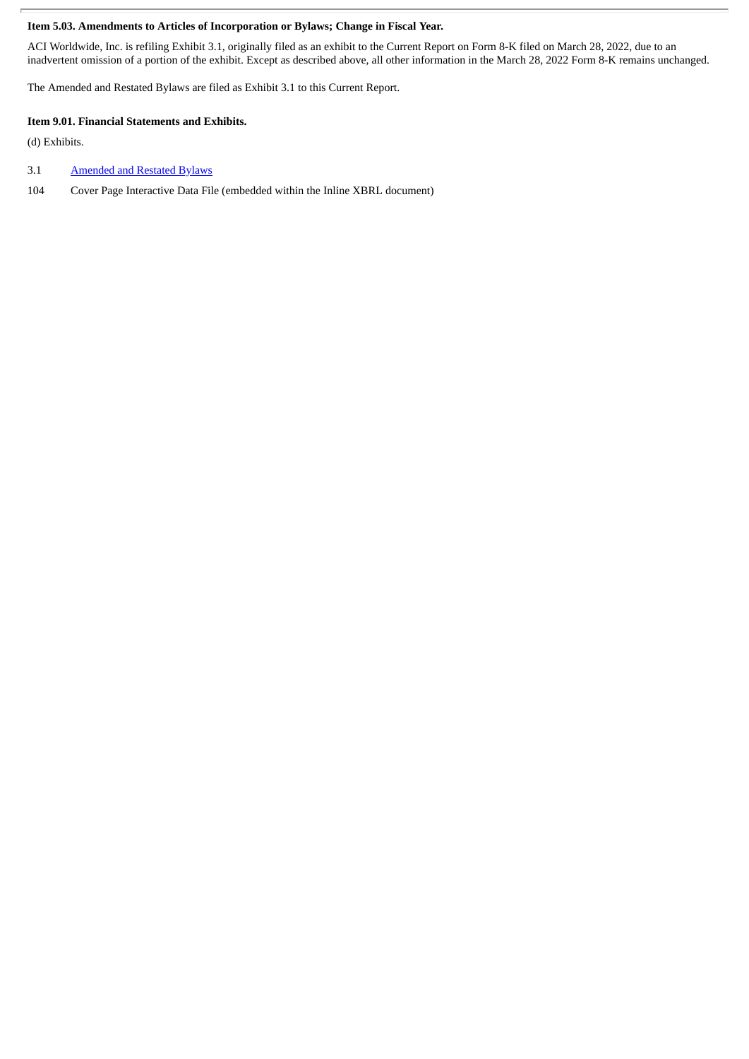**Item 5.03. Amendments to Articles of Incorporation or Bylaws; Change in Fiscal Year.**

ACI Worldwide, Inc. is refiling Exhibit 3.1, originally filed as an exhibit to the Current Report on Form 8-K filed on March 28, 2022, due to an inadvertent omission of a portion of the exhibit. Except as described above, all other information in the March 28, 2022 Form 8-K remains unchanged.

The Amended and Restated Bylaws are filed as Exhibit 3.1 to this Current Report.

**Item 9.01. Financial Statements and Exhibits.**

(d) Exhibits.

| | |
|---|---|
| 3.1 | Amended and Restated Bylaws |
| 104 | Cover Page Interactive Data File (embedded within the Inline XBRL document) |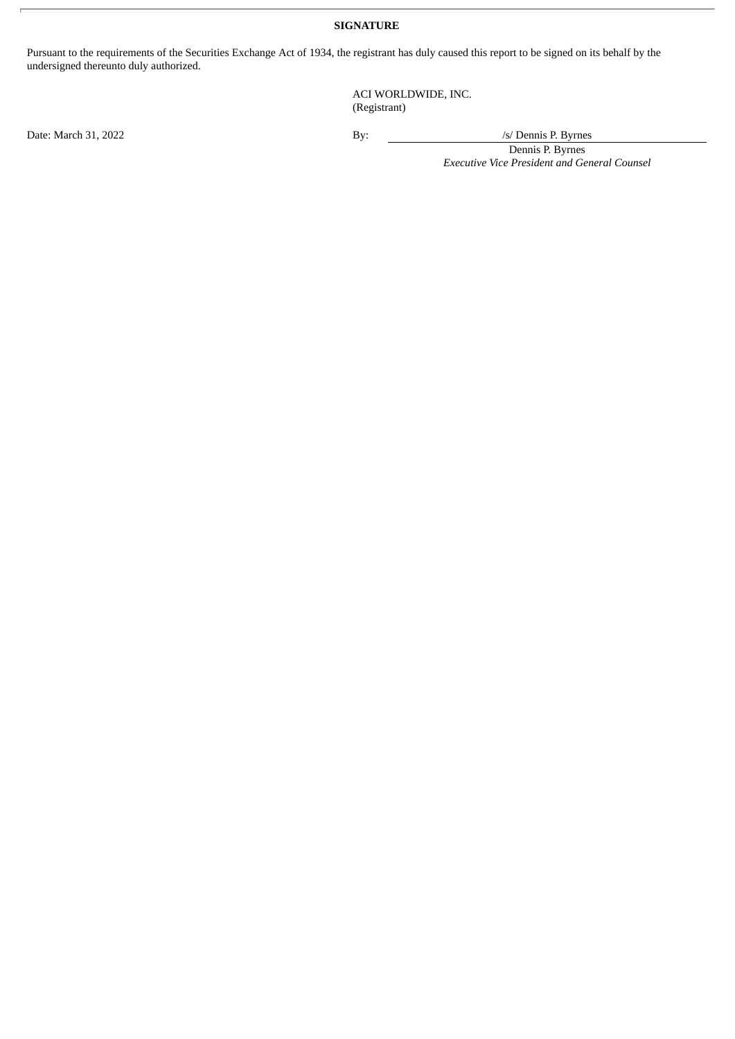**SIGNATURE**

Pursuant to the requirements of the Securities Exchange Act of 1934, the registrant has duly caused this report to be signed on its behalf by the undersigned thereunto duly authorized.

ACI WORLDWIDE, INC.
(Registrant)

Date: March 31, 2022

By: /s/ Dennis P. Byrnes
Dennis P. Byrnes
*Executive Vice President and General Counsel*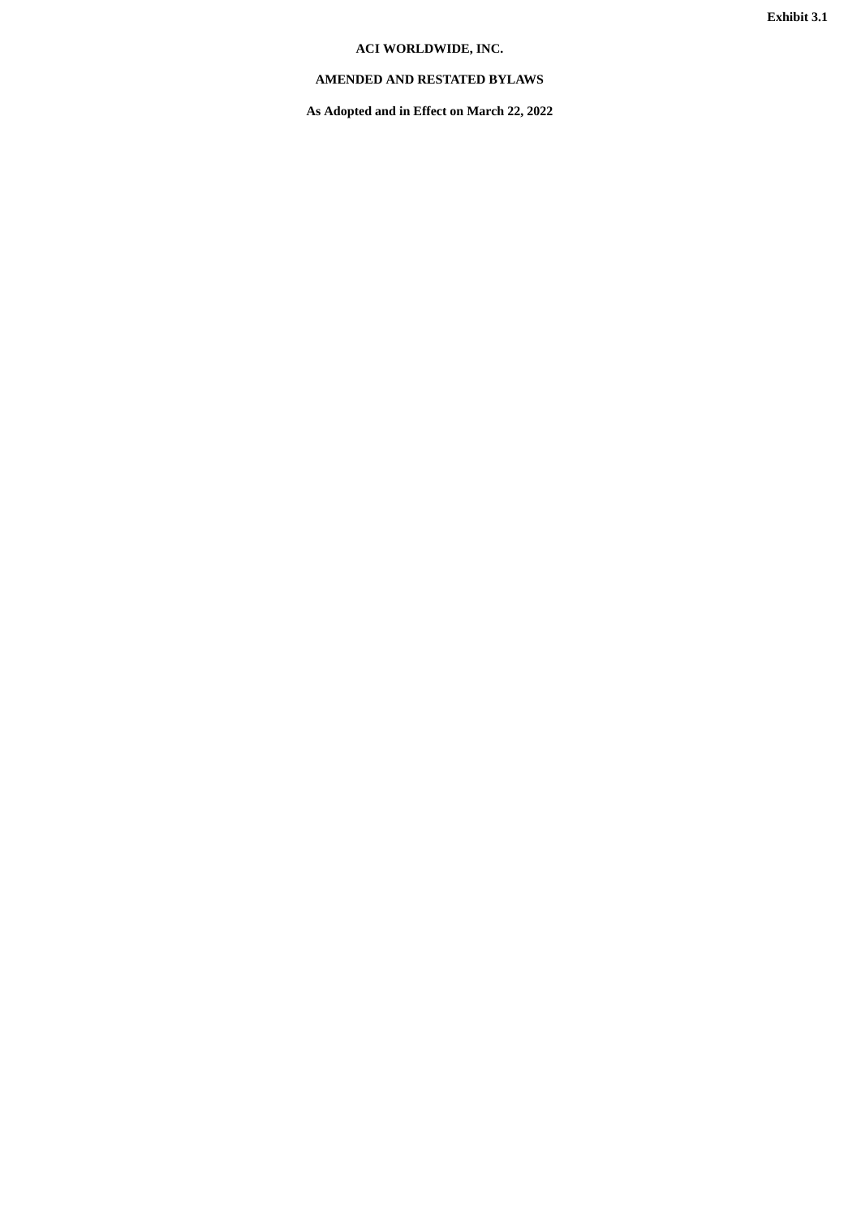**Exhibit 3.1**

**ACI WORLDWIDE, INC.**

**AMENDED AND RESTATED BYLAWS**

**As Adopted and in Effect on March 22, 2022**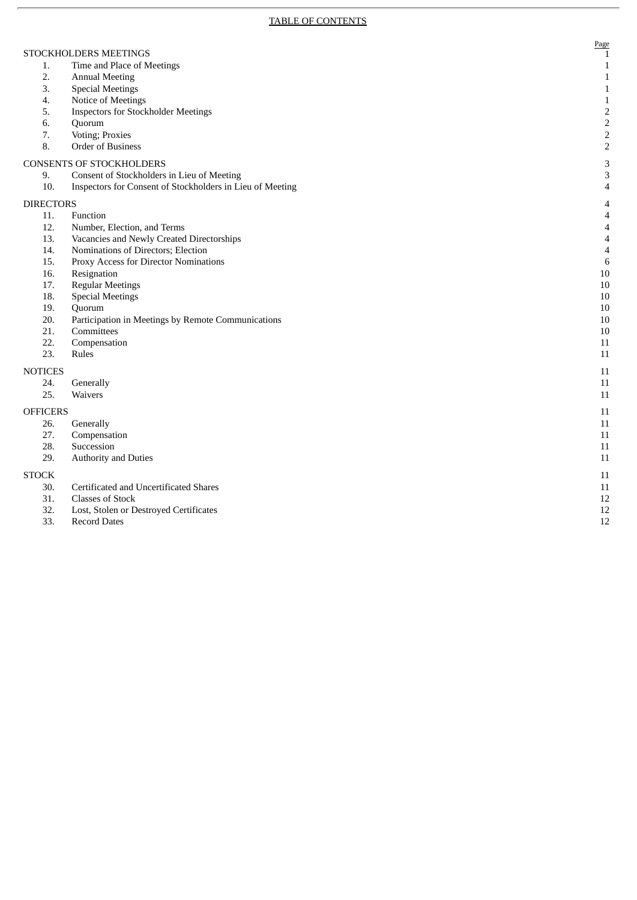TABLE OF CONTENTS

| | | Page |
|---|---|---|
| STOCKHOLDERS MEETINGS | | 1 |
| 1. | Time and Place of Meetings | 1 |
| 2. | Annual Meeting | 1 |
| 3. | Special Meetings | 1 |
| 4. | Notice of Meetings | 1 |
| 5. | Inspectors for Stockholder Meetings | 2 |
| 6. | Quorum | 2 |
| 7. | Voting; Proxies | 2 |
| 8. | Order of Business | 2 |
| CONSENTS OF STOCKHOLDERS | | 3 |
| 9. | Consent of Stockholders in Lieu of Meeting | 3 |
| 10. | Inspectors for Consent of Stockholders in Lieu of Meeting | 4 |
| DIRECTORS | | 4 |
| 11. | Function | 4 |
| 12. | Number, Election, and Terms | 4 |
| 13. | Vacancies and Newly Created Directorships | 4 |
| 14. | Nominations of Directors; Election | 4 |
| 15. | Proxy Access for Director Nominations | 6 |
| 16. | Resignation | 10 |
| 17. | Regular Meetings | 10 |
| 18. | Special Meetings | 10 |
| 19. | Quorum | 10 |
| 20. | Participation in Meetings by Remote Communications | 10 |
| 21. | Committees | 10 |
| 22. | Compensation | 11 |
| 23. | Rules | 11 |
| NOTICES | | 11 |
| 24. | Generally | 11 |
| 25. | Waivers | 11 |
| OFFICERS | | 11 |
| 26. | Generally | 11 |
| 27. | Compensation | 11 |
| 28. | Succession | 11 |
| 29. | Authority and Duties | 11 |
| STOCK | | 11 |
| 30. | Certificated and Uncertificated Shares | 11 |
| 31. | Classes of Stock | 12 |
| 32. | Lost, Stolen or Destroyed Certificates | 12 |
| 33. | Record Dates | 12 |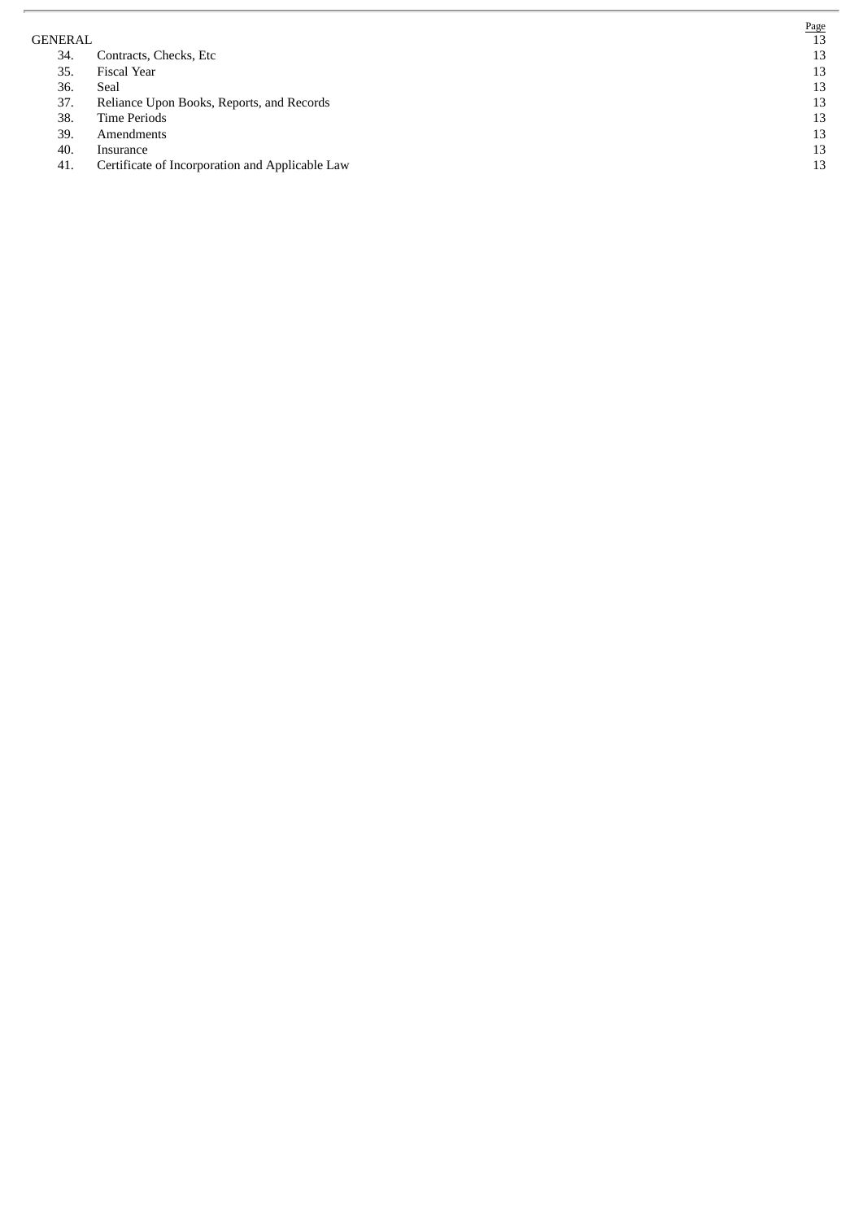| | | Page |
|---|---|---|
| GENERAL | | 13 |
| 34. | Contracts, Checks, Etc | 13 |
| 35. | Fiscal Year | 13 |
| 36. | Seal | 13 |
| 37. | Reliance Upon Books, Reports, and Records | 13 |
| 38. | Time Periods | 13 |
| 39. | Amendments | 13 |
| 40. | Insurance | 13 |
| 41. | Certificate of Incorporation and Applicable Law | 13 |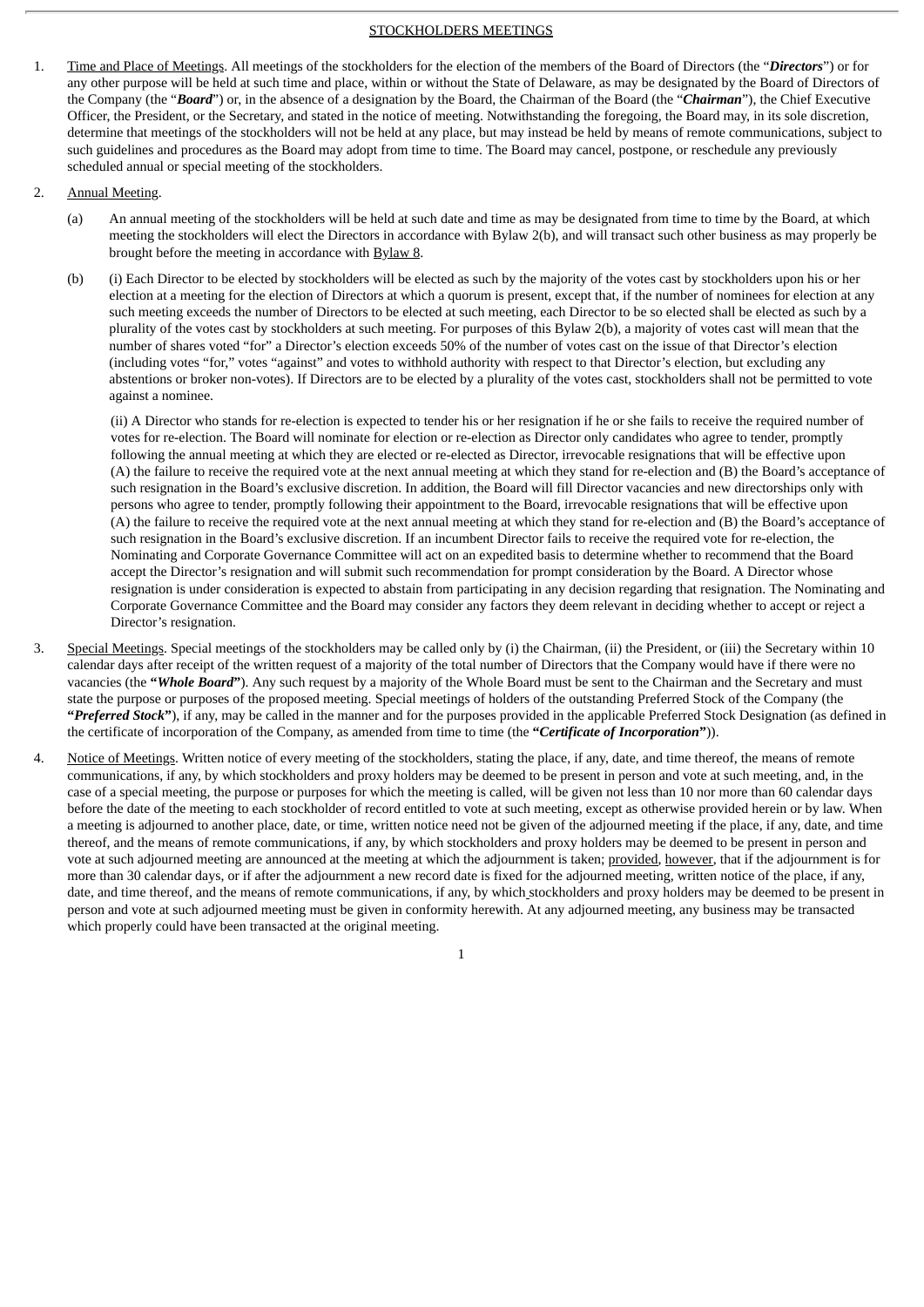## STOCKHOLDERS MEETINGS

1. Time and Place of Meetings. All meetings of the stockholders for the election of the members of the Board of Directors (the "***Directors***") or for any other purpose will be held at such time and place, within or without the State of Delaware, as may be designated by the Board of Directors of the Company (the "***Board***") or, in the absence of a designation by the Board, the Chairman of the Board (the "***Chairman***"), the Chief Executive Officer, the President, or the Secretary, and stated in the notice of meeting. Notwithstanding the foregoing, the Board may, in its sole discretion, determine that meetings of the stockholders will not be held at any place, but may instead be held by means of remote communications, subject to such guidelines and procedures as the Board may adopt from time to time. The Board may cancel, postpone, or reschedule any previously scheduled annual or special meeting of the stockholders.

2. Annual Meeting.

   (a) An annual meeting of the stockholders will be held at such date and time as may be designated from time to time by the Board, at which meeting the stockholders will elect the Directors in accordance with Bylaw 2(b), and will transact such other business as may properly be brought before the meeting in accordance with Bylaw 8.

   (b) (i) Each Director to be elected by stockholders will be elected as such by the majority of the votes cast by stockholders upon his or her election at a meeting for the election of Directors at which a quorum is present, except that, if the number of nominees for election at any such meeting exceeds the number of Directors to be elected at such meeting, each Director to be so elected shall be elected as such by a plurality of the votes cast by stockholders at such meeting. For purposes of this Bylaw 2(b), a majority of votes cast will mean that the number of shares voted "for" a Director's election exceeds 50% of the number of votes cast on the issue of that Director's election (including votes "for," votes "against" and votes to withhold authority with respect to that Director's election, but excluding any abstentions or broker non-votes). If Directors are to be elected by a plurality of the votes cast, stockholders shall not be permitted to vote against a nominee.

   (ii) A Director who stands for re-election is expected to tender his or her resignation if he or she fails to receive the required number of votes for re-election. The Board will nominate for election or re-election as Director only candidates who agree to tender, promptly following the annual meeting at which they are elected or re-elected as Director, irrevocable resignations that will be effective upon (A) the failure to receive the required vote at the next annual meeting at which they stand for re-election and (B) the Board's acceptance of such resignation in the Board's exclusive discretion. In addition, the Board will fill Director vacancies and new directorships only with persons who agree to tender, promptly following their appointment to the Board, irrevocable resignations that will be effective upon (A) the failure to receive the required vote at the next annual meeting at which they stand for re-election and (B) the Board's acceptance of such resignation in the Board's exclusive discretion. If an incumbent Director fails to receive the required vote for re-election, the Nominating and Corporate Governance Committee will act on an expedited basis to determine whether to recommend that the Board accept the Director's resignation and will submit such recommendation for prompt consideration by the Board. A Director whose resignation is under consideration is expected to abstain from participating in any decision regarding that resignation. The Nominating and Corporate Governance Committee and the Board may consider any factors they deem relevant in deciding whether to accept or reject a Director's resignation.

3. Special Meetings. Special meetings of the stockholders may be called only by (i) the Chairman, (ii) the President, or (iii) the Secretary within 10 calendar days after receipt of the written request of a majority of the total number of Directors that the Company would have if there were no vacancies (the **"*Whole Board*"**). Any such request by a majority of the Whole Board must be sent to the Chairman and the Secretary and must state the purpose or purposes of the proposed meeting. Special meetings of holders of the outstanding Preferred Stock of the Company (the **"*Preferred Stock*"**), if any, may be called in the manner and for the purposes provided in the applicable Preferred Stock Designation (as defined in the certificate of incorporation of the Company, as amended from time to time (the **"*Certificate of Incorporation*"**)).

4. Notice of Meetings. Written notice of every meeting of the stockholders, stating the place, if any, date, and time thereof, the means of remote communications, if any, by which stockholders and proxy holders may be deemed to be present in person and vote at such meeting, and, in the case of a special meeting, the purpose or purposes for which the meeting is called, will be given not less than 10 nor more than 60 calendar days before the date of the meeting to each stockholder of record entitled to vote at such meeting, except as otherwise provided herein or by law. When a meeting is adjourned to another place, date, or time, written notice need not be given of the adjourned meeting if the place, if any, date, and time thereof, and the means of remote communications, if any, by which stockholders and proxy holders may be deemed to be present in person and vote at such adjourned meeting are announced at the meeting at which the adjournment is taken; provided, however, that if the adjournment is for more than 30 calendar days, or if after the adjournment a new record date is fixed for the adjourned meeting, written notice of the place, if any, date, and time thereof, and the means of remote communications, if any, by which stockholders and proxy holders may be deemed to be present in person and vote at such adjourned meeting must be given in conformity herewith. At any adjourned meeting, any business may be transacted which properly could have been transacted at the original meeting.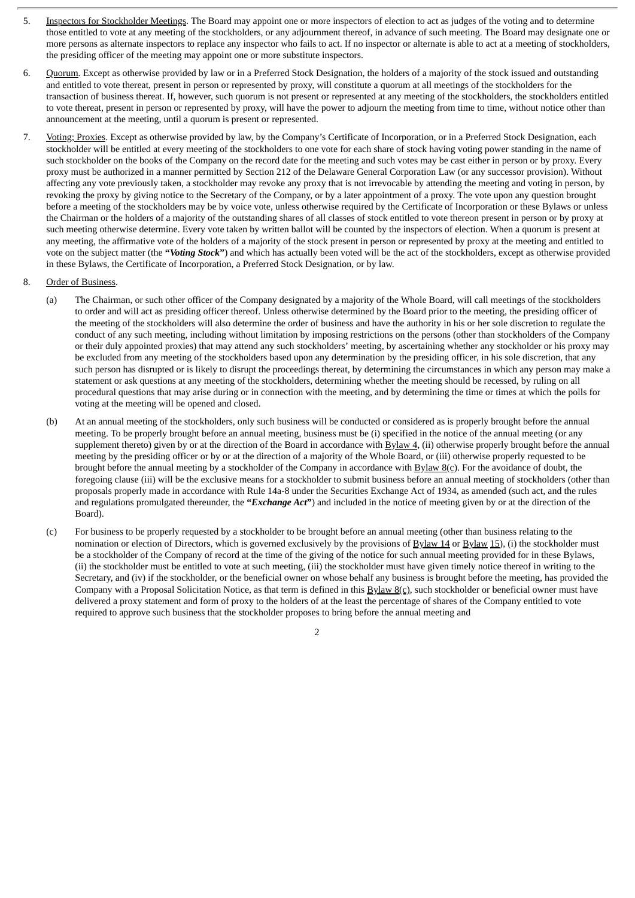5. Inspectors for Stockholder Meetings. The Board may appoint one or more inspectors of election to act as judges of the voting and to determine those entitled to vote at any meeting of the stockholders, or any adjournment thereof, in advance of such meeting. The Board may designate one or more persons as alternate inspectors to replace any inspector who fails to act. If no inspector or alternate is able to act at a meeting of stockholders, the presiding officer of the meeting may appoint one or more substitute inspectors.

6. Quorum. Except as otherwise provided by law or in a Preferred Stock Designation, the holders of a majority of the stock issued and outstanding and entitled to vote thereat, present in person or represented by proxy, will constitute a quorum at all meetings of the stockholders for the transaction of business thereat. If, however, such quorum is not present or represented at any meeting of the stockholders, the stockholders entitled to vote thereat, present in person or represented by proxy, will have the power to adjourn the meeting from time to time, without notice other than announcement at the meeting, until a quorum is present or represented.

7. Voting; Proxies. Except as otherwise provided by law, by the Company's Certificate of Incorporation, or in a Preferred Stock Designation, each stockholder will be entitled at every meeting of the stockholders to one vote for each share of stock having voting power standing in the name of such stockholder on the books of the Company on the record date for the meeting and such votes may be cast either in person or by proxy. Every proxy must be authorized in a manner permitted by Section 212 of the Delaware General Corporation Law (or any successor provision). Without affecting any vote previously taken, a stockholder may revoke any proxy that is not irrevocable by attending the meeting and voting in person, by revoking the proxy by giving notice to the Secretary of the Company, or by a later appointment of a proxy. The vote upon any question brought before a meeting of the stockholders may be by voice vote, unless otherwise required by the Certificate of Incorporation or these Bylaws or unless the Chairman or the holders of a majority of the outstanding shares of all classes of stock entitled to vote thereon present in person or by proxy at such meeting otherwise determine. Every vote taken by written ballot will be counted by the inspectors of election. When a quorum is present at any meeting, the affirmative vote of the holders of a majority of the stock present in person or represented by proxy at the meeting and entitled to vote on the subject matter (the **"*Voting Stock*"**) and which has actually been voted will be the act of the stockholders, except as otherwise provided in these Bylaws, the Certificate of Incorporation, a Preferred Stock Designation, or by law.

8. Order of Business.

   (a) The Chairman, or such other officer of the Company designated by a majority of the Whole Board, will call meetings of the stockholders to order and will act as presiding officer thereof. Unless otherwise determined by the Board prior to the meeting, the presiding officer of the meeting of the stockholders will also determine the order of business and have the authority in his or her sole discretion to regulate the conduct of any such meeting, including without limitation by imposing restrictions on the persons (other than stockholders of the Company or their duly appointed proxies) that may attend any such stockholders' meeting, by ascertaining whether any stockholder or his proxy may be excluded from any meeting of the stockholders based upon any determination by the presiding officer, in his sole discretion, that any such person has disrupted or is likely to disrupt the proceedings thereat, by determining the circumstances in which any person may make a statement or ask questions at any meeting of the stockholders, determining whether the meeting should be recessed, by ruling on all procedural questions that may arise during or in connection with the meeting, and by determining the time or times at which the polls for voting at the meeting will be opened and closed.

   (b) At an annual meeting of the stockholders, only such business will be conducted or considered as is properly brought before the annual meeting. To be properly brought before an annual meeting, business must be (i) specified in the notice of the annual meeting (or any supplement thereto) given by or at the direction of the Board in accordance with Bylaw 4, (ii) otherwise properly brought before the annual meeting by the presiding officer or by or at the direction of a majority of the Whole Board, or (iii) otherwise properly requested to be brought before the annual meeting by a stockholder of the Company in accordance with Bylaw 8(c). For the avoidance of doubt, the foregoing clause (iii) will be the exclusive means for a stockholder to submit business before an annual meeting of stockholders (other than proposals properly made in accordance with Rule 14a-8 under the Securities Exchange Act of 1934, as amended (such act, and the rules and regulations promulgated thereunder, the **"*Exchange Act*"**) and included in the notice of meeting given by or at the direction of the Board).

   (c) For business to be properly requested by a stockholder to be brought before an annual meeting (other than business relating to the nomination or election of Directors, which is governed exclusively by the provisions of Bylaw 14 or Bylaw 15), (i) the stockholder must be a stockholder of the Company of record at the time of the giving of the notice for such annual meeting provided for in these Bylaws, (ii) the stockholder must be entitled to vote at such meeting, (iii) the stockholder must have given timely notice thereof in writing to the Secretary, and (iv) if the stockholder, or the beneficial owner on whose behalf any business is brought before the meeting, has provided the Company with a Proposal Solicitation Notice, as that term is defined in this Bylaw 8(c), such stockholder or beneficial owner must have delivered a proxy statement and form of proxy to the holders of at the least the percentage of shares of the Company entitled to vote required to approve such business that the stockholder proposes to bring before the annual meeting and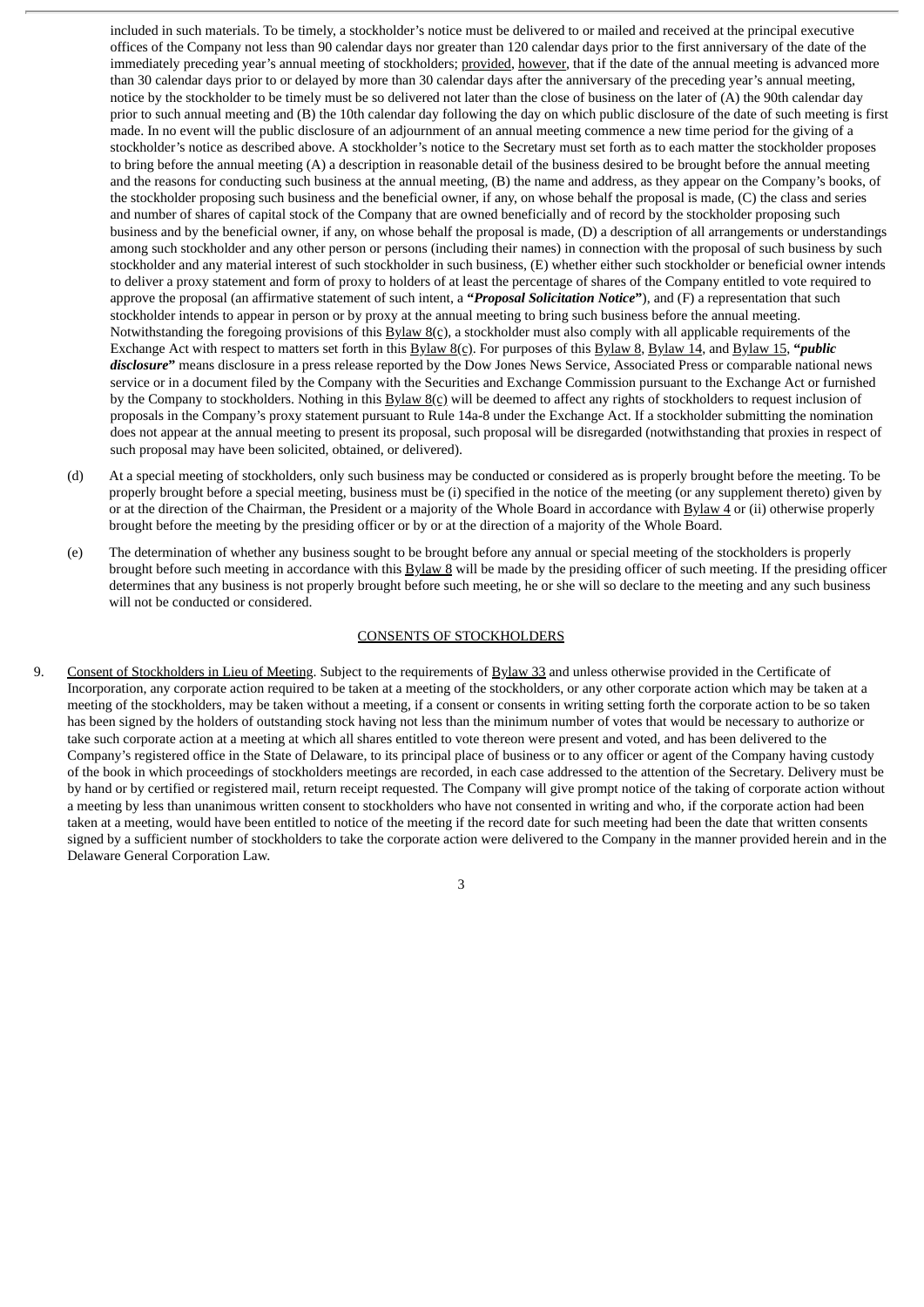included in such materials. To be timely, a stockholder's notice must be delivered to or mailed and received at the principal executive offices of the Company not less than 90 calendar days nor greater than 120 calendar days prior to the first anniversary of the date of the immediately preceding year's annual meeting of stockholders; provided, however, that if the date of the annual meeting is advanced more than 30 calendar days prior to or delayed by more than 30 calendar days after the anniversary of the preceding year's annual meeting, notice by the stockholder to be timely must be so delivered not later than the close of business on the later of (A) the 90th calendar day prior to such annual meeting and (B) the 10th calendar day following the day on which public disclosure of the date of such meeting is first made. In no event will the public disclosure of an adjournment of an annual meeting commence a new time period for the giving of a stockholder's notice as described above. A stockholder's notice to the Secretary must set forth as to each matter the stockholder proposes to bring before the annual meeting (A) a description in reasonable detail of the business desired to be brought before the annual meeting and the reasons for conducting such business at the annual meeting, (B) the name and address, as they appear on the Company's books, of the stockholder proposing such business and the beneficial owner, if any, on whose behalf the proposal is made, (C) the class and series and number of shares of capital stock of the Company that are owned beneficially and of record by the stockholder proposing such business and by the beneficial owner, if any, on whose behalf the proposal is made, (D) a description of all arrangements or understandings among such stockholder and any other person or persons (including their names) in connection with the proposal of such business by such stockholder and any material interest of such stockholder in such business, (E) whether either such stockholder or beneficial owner intends to deliver a proxy statement and form of proxy to holders of at least the percentage of shares of the Company entitled to vote required to approve the proposal (an affirmative statement of such intent, a ***"Proposal Solicitation Notice"***), and (F) a representation that such stockholder intends to appear in person or by proxy at the annual meeting to bring such business before the annual meeting. Notwithstanding the foregoing provisions of this Bylaw 8(c), a stockholder must also comply with all applicable requirements of the Exchange Act with respect to matters set forth in this Bylaw 8(c). For purposes of this Bylaw 8, Bylaw 14, and Bylaw 15, ***"public disclosure"*** means disclosure in a press release reported by the Dow Jones News Service, Associated Press or comparable national news service or in a document filed by the Company with the Securities and Exchange Commission pursuant to the Exchange Act or furnished by the Company to stockholders. Nothing in this Bylaw 8(c) will be deemed to affect any rights of stockholders to request inclusion of proposals in the Company's proxy statement pursuant to Rule 14a-8 under the Exchange Act. If a stockholder submitting the nomination does not appear at the annual meeting to present its proposal, such proposal will be disregarded (notwithstanding that proxies in respect of such proposal may have been solicited, obtained, or delivered).

(d) At a special meeting of stockholders, only such business may be conducted or considered as is properly brought before the meeting. To be properly brought before a special meeting, business must be (i) specified in the notice of the meeting (or any supplement thereto) given by or at the direction of the Chairman, the President or a majority of the Whole Board in accordance with Bylaw 4 or (ii) otherwise properly brought before the meeting by the presiding officer or by or at the direction of a majority of the Whole Board.

(e) The determination of whether any business sought to be brought before any annual or special meeting of the stockholders is properly brought before such meeting in accordance with this Bylaw 8 will be made by the presiding officer of such meeting. If the presiding officer determines that any business is not properly brought before such meeting, he or she will so declare to the meeting and any such business will not be conducted or considered.

## CONSENTS OF STOCKHOLDERS

9. Consent of Stockholders in Lieu of Meeting. Subject to the requirements of Bylaw 33 and unless otherwise provided in the Certificate of Incorporation, any corporate action required to be taken at a meeting of the stockholders, or any other corporate action which may be taken at a meeting of the stockholders, may be taken without a meeting, if a consent or consents in writing setting forth the corporate action to be so taken has been signed by the holders of outstanding stock having not less than the minimum number of votes that would be necessary to authorize or take such corporate action at a meeting at which all shares entitled to vote thereon were present and voted, and has been delivered to the Company's registered office in the State of Delaware, to its principal place of business or to any officer or agent of the Company having custody of the book in which proceedings of stockholders meetings are recorded, in each case addressed to the attention of the Secretary. Delivery must be by hand or by certified or registered mail, return receipt requested. The Company will give prompt notice of the taking of corporate action without a meeting by less than unanimous written consent to stockholders who have not consented in writing and who, if the corporate action had been taken at a meeting, would have been entitled to notice of the meeting if the record date for such meeting had been the date that written consents signed by a sufficient number of stockholders to take the corporate action were delivered to the Company in the manner provided herein and in the Delaware General Corporation Law.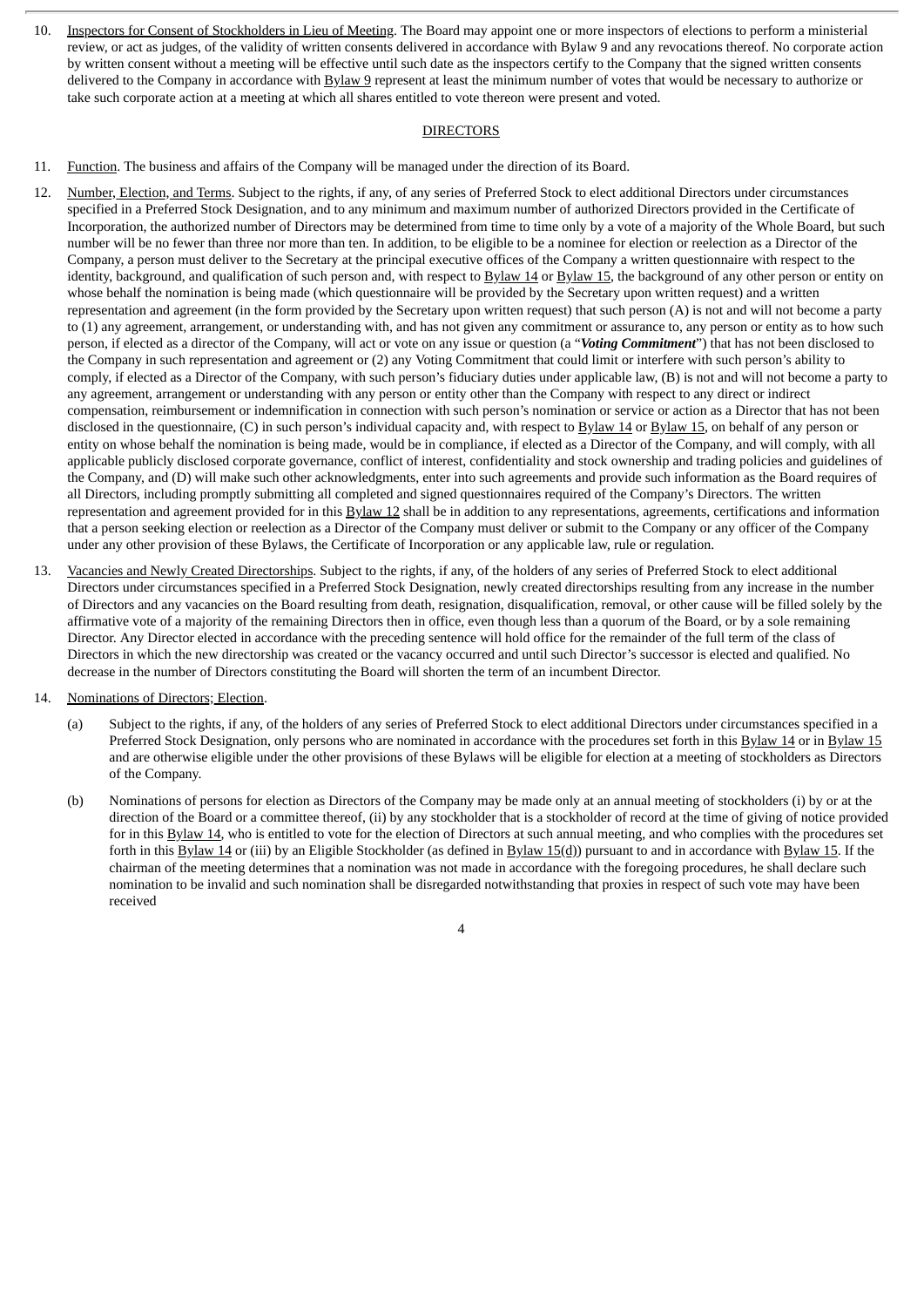10. Inspectors for Consent of Stockholders in Lieu of Meeting. The Board may appoint one or more inspectors of elections to perform a ministerial review, or act as judges, of the validity of written consents delivered in accordance with Bylaw 9 and any revocations thereof. No corporate action by written consent without a meeting will be effective until such date as the inspectors certify to the Company that the signed written consents delivered to the Company in accordance with Bylaw 9 represent at least the minimum number of votes that would be necessary to authorize or take such corporate action at a meeting at which all shares entitled to vote thereon were present and voted.

## DIRECTORS

11. Function. The business and affairs of the Company will be managed under the direction of its Board.

12. Number, Election, and Terms. Subject to the rights, if any, of any series of Preferred Stock to elect additional Directors under circumstances specified in a Preferred Stock Designation, and to any minimum and maximum number of authorized Directors provided in the Certificate of Incorporation, the authorized number of Directors may be determined from time to time only by a vote of a majority of the Whole Board, but such number will be no fewer than three nor more than ten. In addition, to be eligible to be a nominee for election or reelection as a Director of the Company, a person must deliver to the Secretary at the principal executive offices of the Company a written questionnaire with respect to the identity, background, and qualification of such person and, with respect to Bylaw 14 or Bylaw 15, the background of any other person or entity on whose behalf the nomination is being made (which questionnaire will be provided by the Secretary upon written request) and a written representation and agreement (in the form provided by the Secretary upon written request) that such person (A) is not and will not become a party to (1) any agreement, arrangement, or understanding with, and has not given any commitment or assurance to, any person or entity as to how such person, if elected as a director of the Company, will act or vote on any issue or question (a "***Voting Commitment***") that has not been disclosed to the Company in such representation and agreement or (2) any Voting Commitment that could limit or interfere with such person's ability to comply, if elected as a Director of the Company, with such person's fiduciary duties under applicable law, (B) is not and will not become a party to any agreement, arrangement or understanding with any person or entity other than the Company with respect to any direct or indirect compensation, reimbursement or indemnification in connection with such person's nomination or service or action as a Director that has not been disclosed in the questionnaire, (C) in such person's individual capacity and, with respect to Bylaw 14 or Bylaw 15, on behalf of any person or entity on whose behalf the nomination is being made, would be in compliance, if elected as a Director of the Company, and will comply, with all applicable publicly disclosed corporate governance, conflict of interest, confidentiality and stock ownership and trading policies and guidelines of the Company, and (D) will make such other acknowledgments, enter into such agreements and provide such information as the Board requires of all Directors, including promptly submitting all completed and signed questionnaires required of the Company's Directors. The written representation and agreement provided for in this Bylaw 12 shall be in addition to any representations, agreements, certifications and information that a person seeking election or reelection as a Director of the Company must deliver or submit to the Company or any officer of the Company under any other provision of these Bylaws, the Certificate of Incorporation or any applicable law, rule or regulation.

13. Vacancies and Newly Created Directorships. Subject to the rights, if any, of the holders of any series of Preferred Stock to elect additional Directors under circumstances specified in a Preferred Stock Designation, newly created directorships resulting from any increase in the number of Directors and any vacancies on the Board resulting from death, resignation, disqualification, removal, or other cause will be filled solely by the affirmative vote of a majority of the remaining Directors then in office, even though less than a quorum of the Board, or by a sole remaining Director. Any Director elected in accordance with the preceding sentence will hold office for the remainder of the full term of the class of Directors in which the new directorship was created or the vacancy occurred and until such Director's successor is elected and qualified. No decrease in the number of Directors constituting the Board will shorten the term of an incumbent Director.

14. Nominations of Directors; Election.

    (a) Subject to the rights, if any, of the holders of any series of Preferred Stock to elect additional Directors under circumstances specified in a Preferred Stock Designation, only persons who are nominated in accordance with the procedures set forth in this Bylaw 14 or in Bylaw 15 and are otherwise eligible under the other provisions of these Bylaws will be eligible for election at a meeting of stockholders as Directors of the Company.

    (b) Nominations of persons for election as Directors of the Company may be made only at an annual meeting of stockholders (i) by or at the direction of the Board or a committee thereof, (ii) by any stockholder that is a stockholder of record at the time of giving of notice provided for in this Bylaw 14, who is entitled to vote for the election of Directors at such annual meeting, and who complies with the procedures set forth in this Bylaw 14 or (iii) by an Eligible Stockholder (as defined in Bylaw 15(d)) pursuant to and in accordance with Bylaw 15. If the chairman of the meeting determines that a nomination was not made in accordance with the foregoing procedures, he shall declare such nomination to be invalid and such nomination shall be disregarded notwithstanding that proxies in respect of such vote may have been received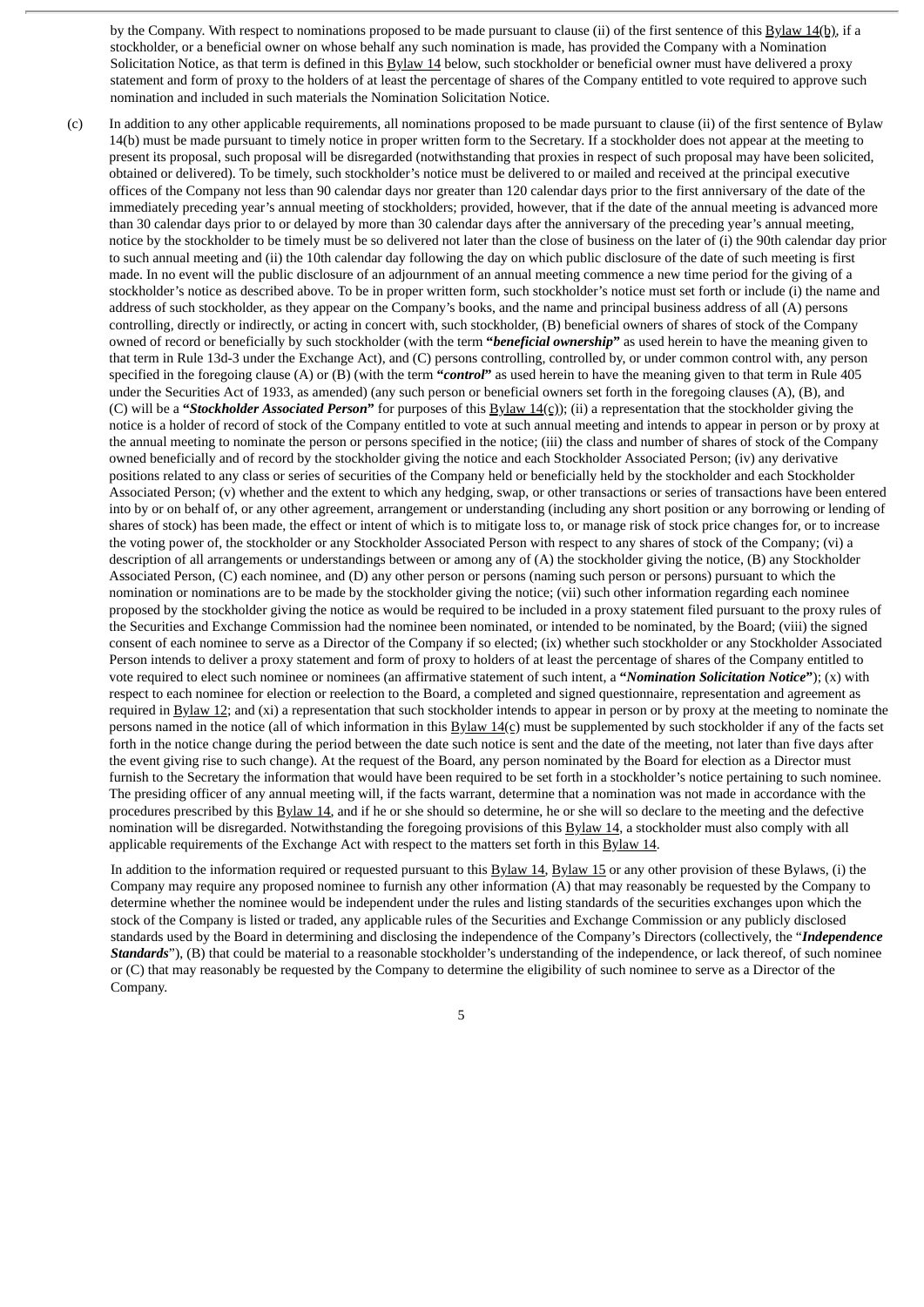by the Company. With respect to nominations proposed to be made pursuant to clause (ii) of the first sentence of this Bylaw 14(b), if a stockholder, or a beneficial owner on whose behalf any such nomination is made, has provided the Company with a Nomination Solicitation Notice, as that term is defined in this Bylaw 14 below, such stockholder or beneficial owner must have delivered a proxy statement and form of proxy to the holders of at least the percentage of shares of the Company entitled to vote required to approve such nomination and included in such materials the Nomination Solicitation Notice.

(c) In addition to any other applicable requirements, all nominations proposed to be made pursuant to clause (ii) of the first sentence of Bylaw 14(b) must be made pursuant to timely notice in proper written form to the Secretary. If a stockholder does not appear at the meeting to present its proposal, such proposal will be disregarded (notwithstanding that proxies in respect of such proposal may have been solicited, obtained or delivered). To be timely, such stockholder's notice must be delivered to or mailed and received at the principal executive offices of the Company not less than 90 calendar days nor greater than 120 calendar days prior to the first anniversary of the date of the immediately preceding year's annual meeting of stockholders; provided, however, that if the date of the annual meeting is advanced more than 30 calendar days prior to or delayed by more than 30 calendar days after the anniversary of the preceding year's annual meeting, notice by the stockholder to be timely must be so delivered not later than the close of business on the later of (i) the 90th calendar day prior to such annual meeting and (ii) the 10th calendar day following the day on which public disclosure of the date of such meeting is first made. In no event will the public disclosure of an adjournment of an annual meeting commence a new time period for the giving of a stockholder's notice as described above. To be in proper written form, such stockholder's notice must set forth or include (i) the name and address of such stockholder, as they appear on the Company's books, and the name and principal business address of all (A) persons controlling, directly or indirectly, or acting in concert with, such stockholder, (B) beneficial owners of shares of stock of the Company owned of record or beneficially by such stockholder (with the term **"*beneficial ownership*"** as used herein to have the meaning given to that term in Rule 13d-3 under the Exchange Act), and (C) persons controlling, controlled by, or under common control with, any person specified in the foregoing clause (A) or (B) (with the term **"*control*"** as used herein to have the meaning given to that term in Rule 405 under the Securities Act of 1933, as amended) (any such person or beneficial owners set forth in the foregoing clauses (A), (B), and (C) will be a **"*Stockholder Associated Person*"** for purposes of this Bylaw 14(c)); (ii) a representation that the stockholder giving the notice is a holder of record of stock of the Company entitled to vote at such annual meeting and intends to appear in person or by proxy at the annual meeting to nominate the person or persons specified in the notice; (iii) the class and number of shares of stock of the Company owned beneficially and of record by the stockholder giving the notice and each Stockholder Associated Person; (iv) any derivative positions related to any class or series of securities of the Company held or beneficially held by the stockholder and each Stockholder Associated Person; (v) whether and the extent to which any hedging, swap, or other transactions or series of transactions have been entered into by or on behalf of, or any other agreement, arrangement or understanding (including any short position or any borrowing or lending of shares of stock) has been made, the effect or intent of which is to mitigate loss to, or manage risk of stock price changes for, or to increase the voting power of, the stockholder or any Stockholder Associated Person with respect to any shares of stock of the Company; (vi) a description of all arrangements or understandings between or among any of (A) the stockholder giving the notice, (B) any Stockholder Associated Person, (C) each nominee, and (D) any other person or persons (naming such person or persons) pursuant to which the nomination or nominations are to be made by the stockholder giving the notice; (vii) such other information regarding each nominee proposed by the stockholder giving the notice as would be required to be included in a proxy statement filed pursuant to the proxy rules of the Securities and Exchange Commission had the nominee been nominated, or intended to be nominated, by the Board; (viii) the signed consent of each nominee to serve as a Director of the Company if so elected; (ix) whether such stockholder or any Stockholder Associated Person intends to deliver a proxy statement and form of proxy to holders of at least the percentage of shares of the Company entitled to vote required to elect such nominee or nominees (an affirmative statement of such intent, a **"*Nomination Solicitation Notice*"**); (x) with respect to each nominee for election or reelection to the Board, a completed and signed questionnaire, representation and agreement as required in Bylaw 12; and (xi) a representation that such stockholder intends to appear in person or by proxy at the meeting to nominate the persons named in the notice (all of which information in this Bylaw 14(c) must be supplemented by such stockholder if any of the facts set forth in the notice change during the period between the date such notice is sent and the date of the meeting, not later than five days after the event giving rise to such change). At the request of the Board, any person nominated by the Board for election as a Director must furnish to the Secretary the information that would have been required to be set forth in a stockholder's notice pertaining to such nominee. The presiding officer of any annual meeting will, if the facts warrant, determine that a nomination was not made in accordance with the procedures prescribed by this Bylaw 14, and if he or she should so determine, he or she will so declare to the meeting and the defective nomination will be disregarded. Notwithstanding the foregoing provisions of this Bylaw 14, a stockholder must also comply with all applicable requirements of the Exchange Act with respect to the matters set forth in this Bylaw 14.

In addition to the information required or requested pursuant to this Bylaw 14, Bylaw 15 or any other provision of these Bylaws, (i) the Company may require any proposed nominee to furnish any other information (A) that may reasonably be requested by the Company to determine whether the nominee would be independent under the rules and listing standards of the securities exchanges upon which the stock of the Company is listed or traded, any applicable rules of the Securities and Exchange Commission or any publicly disclosed standards used by the Board in determining and disclosing the independence of the Company's Directors (collectively, the "***Independence Standards***"), (B) that could be material to a reasonable stockholder's understanding of the independence, or lack thereof, of such nominee or (C) that may reasonably be requested by the Company to determine the eligibility of such nominee to serve as a Director of the Company.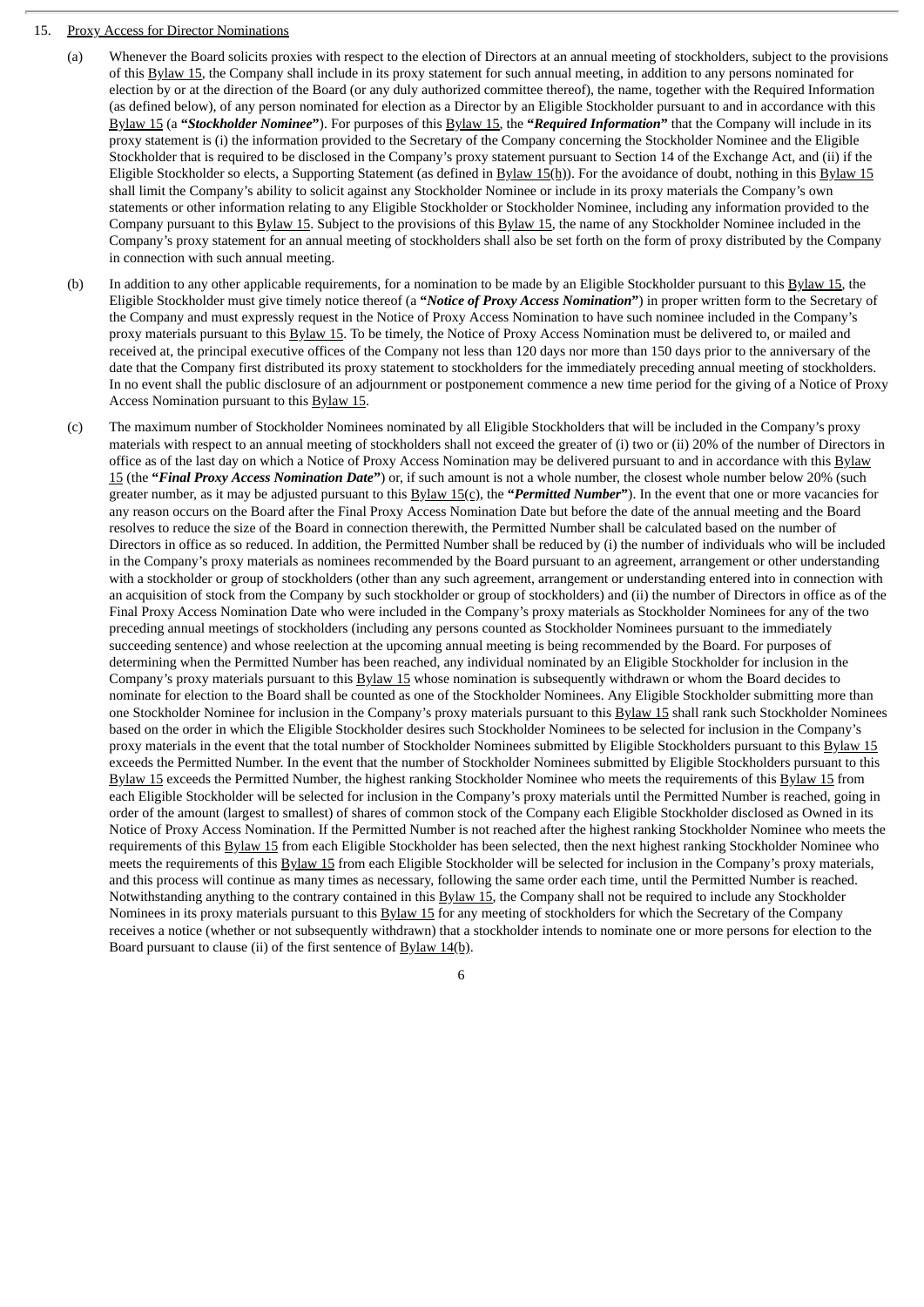15. Proxy Access for Director Nominations

(a) Whenever the Board solicits proxies with respect to the election of Directors at an annual meeting of stockholders, subject to the provisions of this Bylaw 15, the Company shall include in its proxy statement for such annual meeting, in addition to any persons nominated for election by or at the direction of the Board (or any duly authorized committee thereof), the name, together with the Required Information (as defined below), of any person nominated for election as a Director by an Eligible Stockholder pursuant to and in accordance with this Bylaw 15 (a **"*Stockholder Nominee*"**). For purposes of this Bylaw 15, the **"*Required Information*"** that the Company will include in its proxy statement is (i) the information provided to the Secretary of the Company concerning the Stockholder Nominee and the Eligible Stockholder that is required to be disclosed in the Company's proxy statement pursuant to Section 14 of the Exchange Act, and (ii) if the Eligible Stockholder so elects, a Supporting Statement (as defined in Bylaw 15(h)). For the avoidance of doubt, nothing in this Bylaw 15 shall limit the Company's ability to solicit against any Stockholder Nominee or include in its proxy materials the Company's own statements or other information relating to any Eligible Stockholder or Stockholder Nominee, including any information provided to the Company pursuant to this Bylaw 15. Subject to the provisions of this Bylaw 15, the name of any Stockholder Nominee included in the Company's proxy statement for an annual meeting of stockholders shall also be set forth on the form of proxy distributed by the Company in connection with such annual meeting.

(b) In addition to any other applicable requirements, for a nomination to be made by an Eligible Stockholder pursuant to this Bylaw 15, the Eligible Stockholder must give timely notice thereof (a **"*Notice of Proxy Access Nomination*"**) in proper written form to the Secretary of the Company and must expressly request in the Notice of Proxy Access Nomination to have such nominee included in the Company's proxy materials pursuant to this Bylaw 15. To be timely, the Notice of Proxy Access Nomination must be delivered to, or mailed and received at, the principal executive offices of the Company not less than 120 days nor more than 150 days prior to the anniversary of the date that the Company first distributed its proxy statement to stockholders for the immediately preceding annual meeting of stockholders. In no event shall the public disclosure of an adjournment or postponement commence a new time period for the giving of a Notice of Proxy Access Nomination pursuant to this Bylaw 15.

(c) The maximum number of Stockholder Nominees nominated by all Eligible Stockholders that will be included in the Company's proxy materials with respect to an annual meeting of stockholders shall not exceed the greater of (i) two or (ii) 20% of the number of Directors in office as of the last day on which a Notice of Proxy Access Nomination may be delivered pursuant to and in accordance with this Bylaw 15 (the **"*Final Proxy Access Nomination Date*"**) or, if such amount is not a whole number, the closest whole number below 20% (such greater number, as it may be adjusted pursuant to this Bylaw 15(c), the **"*Permitted Number*"**). In the event that one or more vacancies for any reason occurs on the Board after the Final Proxy Access Nomination Date but before the date of the annual meeting and the Board resolves to reduce the size of the Board in connection therewith, the Permitted Number shall be calculated based on the number of Directors in office as so reduced. In addition, the Permitted Number shall be reduced by (i) the number of individuals who will be included in the Company's proxy materials as nominees recommended by the Board pursuant to an agreement, arrangement or other understanding with a stockholder or group of stockholders (other than any such agreement, arrangement or understanding entered into in connection with an acquisition of stock from the Company by such stockholder or group of stockholders) and (ii) the number of Directors in office as of the Final Proxy Access Nomination Date who were included in the Company's proxy materials as Stockholder Nominees for any of the two preceding annual meetings of stockholders (including any persons counted as Stockholder Nominees pursuant to the immediately succeeding sentence) and whose reelection at the upcoming annual meeting is being recommended by the Board. For purposes of determining when the Permitted Number has been reached, any individual nominated by an Eligible Stockholder for inclusion in the Company's proxy materials pursuant to this Bylaw 15 whose nomination is subsequently withdrawn or whom the Board decides to nominate for election to the Board shall be counted as one of the Stockholder Nominees. Any Eligible Stockholder submitting more than one Stockholder Nominee for inclusion in the Company's proxy materials pursuant to this Bylaw 15 shall rank such Stockholder Nominees based on the order in which the Eligible Stockholder desires such Stockholder Nominees to be selected for inclusion in the Company's proxy materials in the event that the total number of Stockholder Nominees submitted by Eligible Stockholders pursuant to this Bylaw 15 exceeds the Permitted Number. In the event that the number of Stockholder Nominees submitted by Eligible Stockholders pursuant to this Bylaw 15 exceeds the Permitted Number, the highest ranking Stockholder Nominee who meets the requirements of this Bylaw 15 from each Eligible Stockholder will be selected for inclusion in the Company's proxy materials until the Permitted Number is reached, going in order of the amount (largest to smallest) of shares of common stock of the Company each Eligible Stockholder disclosed as Owned in its Notice of Proxy Access Nomination. If the Permitted Number is not reached after the highest ranking Stockholder Nominee who meets the requirements of this Bylaw 15 from each Eligible Stockholder has been selected, then the next highest ranking Stockholder Nominee who meets the requirements of this Bylaw 15 from each Eligible Stockholder will be selected for inclusion in the Company's proxy materials, and this process will continue as many times as necessary, following the same order each time, until the Permitted Number is reached. Notwithstanding anything to the contrary contained in this Bylaw 15, the Company shall not be required to include any Stockholder Nominees in its proxy materials pursuant to this Bylaw 15 for any meeting of stockholders for which the Secretary of the Company receives a notice (whether or not subsequently withdrawn) that a stockholder intends to nominate one or more persons for election to the Board pursuant to clause (ii) of the first sentence of Bylaw 14(b).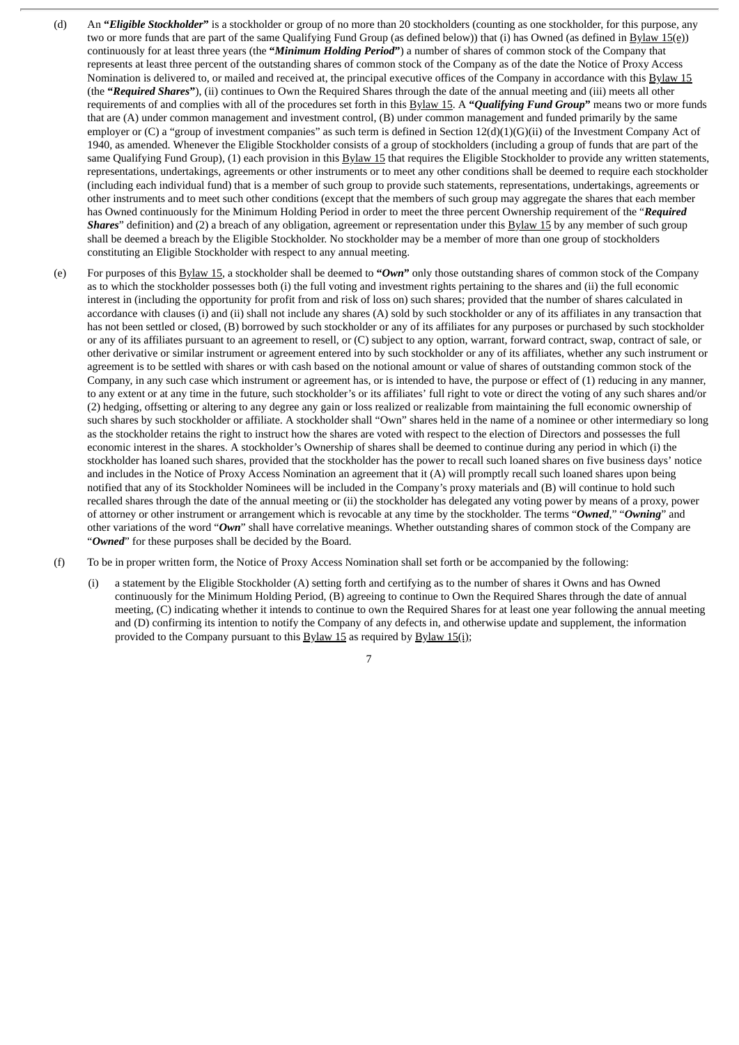(d) An ***"Eligible Stockholder"*** is a stockholder or group of no more than 20 stockholders (counting as one stockholder, for this purpose, any two or more funds that are part of the same Qualifying Fund Group (as defined below)) that (i) has Owned (as defined in Bylaw 15(e)) continuously for at least three years (the ***"Minimum Holding Period"***) a number of shares of common stock of the Company that represents at least three percent of the outstanding shares of common stock of the Company as of the date the Notice of Proxy Access Nomination is delivered to, or mailed and received at, the principal executive offices of the Company in accordance with this Bylaw 15 (the ***"Required Shares"***), (ii) continues to Own the Required Shares through the date of the annual meeting and (iii) meets all other requirements of and complies with all of the procedures set forth in this Bylaw 15. A ***"Qualifying Fund Group"*** means two or more funds that are (A) under common management and investment control, (B) under common management and funded primarily by the same employer or (C) a "group of investment companies" as such term is defined in Section 12(d)(1)(G)(ii) of the Investment Company Act of 1940, as amended. Whenever the Eligible Stockholder consists of a group of stockholders (including a group of funds that are part of the same Qualifying Fund Group), (1) each provision in this Bylaw 15 that requires the Eligible Stockholder to provide any written statements, representations, undertakings, agreements or other instruments or to meet any other conditions shall be deemed to require each stockholder (including each individual fund) that is a member of such group to provide such statements, representations, undertakings, agreements or other instruments and to meet such other conditions (except that the members of such group may aggregate the shares that each member has Owned continuously for the Minimum Holding Period in order to meet the three percent Ownership requirement of the "***Required Shares***" definition) and (2) a breach of any obligation, agreement or representation under this Bylaw 15 by any member of such group shall be deemed a breach by the Eligible Stockholder. No stockholder may be a member of more than one group of stockholders constituting an Eligible Stockholder with respect to any annual meeting.

(e) For purposes of this Bylaw 15, a stockholder shall be deemed to ***"Own"*** only those outstanding shares of common stock of the Company as to which the stockholder possesses both (i) the full voting and investment rights pertaining to the shares and (ii) the full economic interest in (including the opportunity for profit from and risk of loss on) such shares; provided that the number of shares calculated in accordance with clauses (i) and (ii) shall not include any shares (A) sold by such stockholder or any of its affiliates in any transaction that has not been settled or closed, (B) borrowed by such stockholder or any of its affiliates for any purposes or purchased by such stockholder or any of its affiliates pursuant to an agreement to resell, or (C) subject to any option, warrant, forward contract, swap, contract of sale, or other derivative or similar instrument or agreement entered into by such stockholder or any of its affiliates, whether any such instrument or agreement is to be settled with shares or with cash based on the notional amount or value of shares of outstanding common stock of the Company, in any such case which instrument or agreement has, or is intended to have, the purpose or effect of (1) reducing in any manner, to any extent or at any time in the future, such stockholder's or its affiliates' full right to vote or direct the voting of any such shares and/or (2) hedging, offsetting or altering to any degree any gain or loss realized or realizable from maintaining the full economic ownership of such shares by such stockholder or affiliate. A stockholder shall "Own" shares held in the name of a nominee or other intermediary so long as the stockholder retains the right to instruct how the shares are voted with respect to the election of Directors and possesses the full economic interest in the shares. A stockholder's Ownership of shares shall be deemed to continue during any period in which (i) the stockholder has loaned such shares, provided that the stockholder has the power to recall such loaned shares on five business days' notice and includes in the Notice of Proxy Access Nomination an agreement that it (A) will promptly recall such loaned shares upon being notified that any of its Stockholder Nominees will be included in the Company's proxy materials and (B) will continue to hold such recalled shares through the date of the annual meeting or (ii) the stockholder has delegated any voting power by means of a proxy, power of attorney or other instrument or arrangement which is revocable at any time by the stockholder. The terms "***Owned***," "***Owning***" and other variations of the word "***Own***" shall have correlative meanings. Whether outstanding shares of common stock of the Company are "***Owned***" for these purposes shall be decided by the Board.

(f) To be in proper written form, the Notice of Proxy Access Nomination shall set forth or be accompanied by the following:

(i) a statement by the Eligible Stockholder (A) setting forth and certifying as to the number of shares it Owns and has Owned continuously for the Minimum Holding Period, (B) agreeing to continue to Own the Required Shares through the date of annual meeting, (C) indicating whether it intends to continue to own the Required Shares for at least one year following the annual meeting and (D) confirming its intention to notify the Company of any defects in, and otherwise update and supplement, the information provided to the Company pursuant to this Bylaw 15 as required by Bylaw 15(i);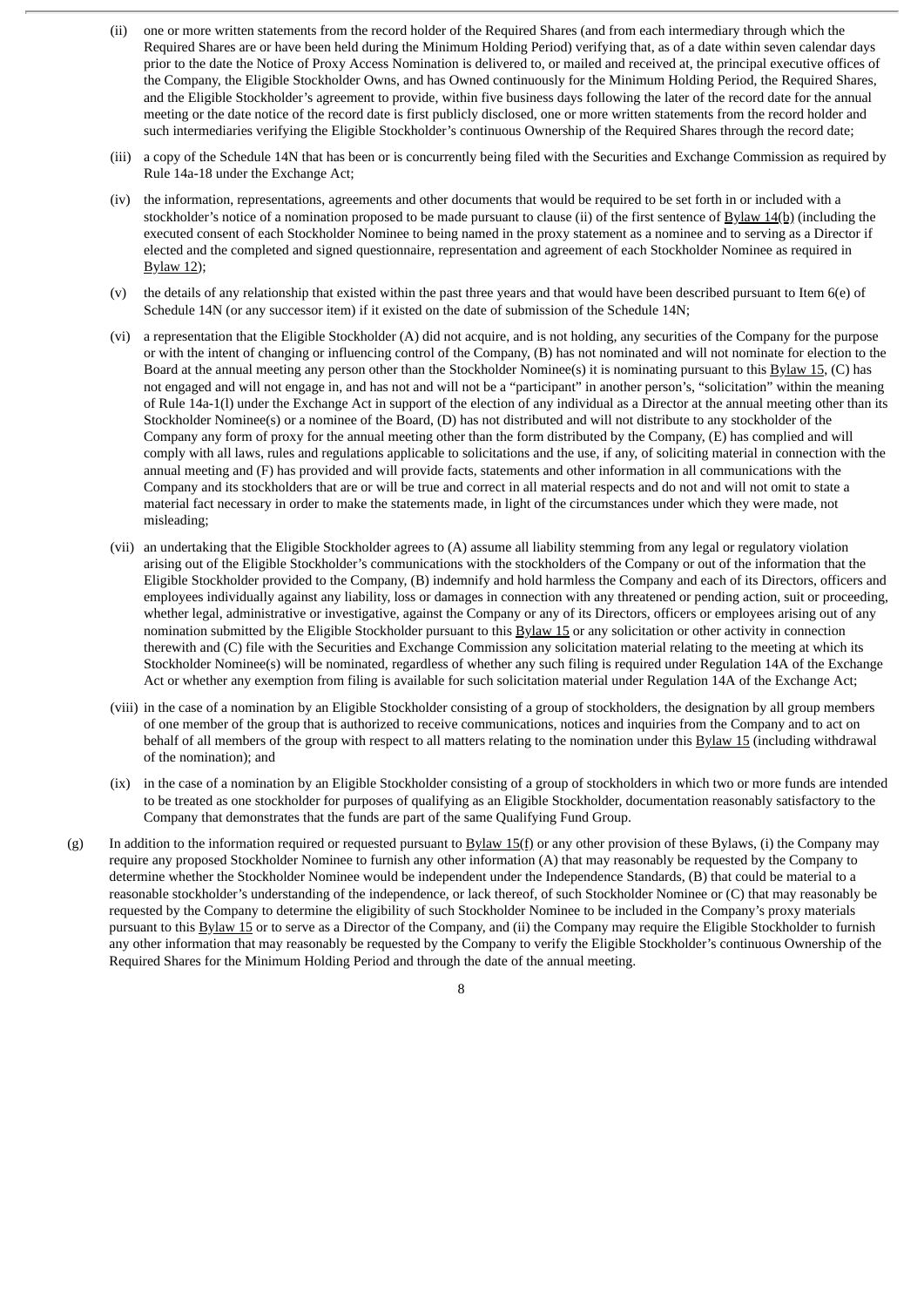(ii) one or more written statements from the record holder of the Required Shares (and from each intermediary through which the Required Shares are or have been held during the Minimum Holding Period) verifying that, as of a date within seven calendar days prior to the date the Notice of Proxy Access Nomination is delivered to, or mailed and received at, the principal executive offices of the Company, the Eligible Stockholder Owns, and has Owned continuously for the Minimum Holding Period, the Required Shares, and the Eligible Stockholder's agreement to provide, within five business days following the later of the record date for the annual meeting or the date notice of the record date is first publicly disclosed, one or more written statements from the record holder and such intermediaries verifying the Eligible Stockholder's continuous Ownership of the Required Shares through the record date;

(iii) a copy of the Schedule 14N that has been or is concurrently being filed with the Securities and Exchange Commission as required by Rule 14a-18 under the Exchange Act;

(iv) the information, representations, agreements and other documents that would be required to be set forth in or included with a stockholder's notice of a nomination proposed to be made pursuant to clause (ii) of the first sentence of Bylaw 14(b) (including the executed consent of each Stockholder Nominee to being named in the proxy statement as a nominee and to serving as a Director if elected and the completed and signed questionnaire, representation and agreement of each Stockholder Nominee as required in Bylaw 12);

(v) the details of any relationship that existed within the past three years and that would have been described pursuant to Item 6(e) of Schedule 14N (or any successor item) if it existed on the date of submission of the Schedule 14N;

(vi) a representation that the Eligible Stockholder (A) did not acquire, and is not holding, any securities of the Company for the purpose or with the intent of changing or influencing control of the Company, (B) has not nominated and will not nominate for election to the Board at the annual meeting any person other than the Stockholder Nominee(s) it is nominating pursuant to this Bylaw 15, (C) has not engaged and will not engage in, and has not and will not be a "participant" in another person's, "solicitation" within the meaning of Rule 14a-1(l) under the Exchange Act in support of the election of any individual as a Director at the annual meeting other than its Stockholder Nominee(s) or a nominee of the Board, (D) has not distributed and will not distribute to any stockholder of the Company any form of proxy for the annual meeting other than the form distributed by the Company, (E) has complied and will comply with all laws, rules and regulations applicable to solicitations and the use, if any, of soliciting material in connection with the annual meeting and (F) has provided and will provide facts, statements and other information in all communications with the Company and its stockholders that are or will be true and correct in all material respects and do not and will not omit to state a material fact necessary in order to make the statements made, in light of the circumstances under which they were made, not misleading;

(vii) an undertaking that the Eligible Stockholder agrees to (A) assume all liability stemming from any legal or regulatory violation arising out of the Eligible Stockholder's communications with the stockholders of the Company or out of the information that the Eligible Stockholder provided to the Company, (B) indemnify and hold harmless the Company and each of its Directors, officers and employees individually against any liability, loss or damages in connection with any threatened or pending action, suit or proceeding, whether legal, administrative or investigative, against the Company or any of its Directors, officers or employees arising out of any nomination submitted by the Eligible Stockholder pursuant to this Bylaw 15 or any solicitation or other activity in connection therewith and (C) file with the Securities and Exchange Commission any solicitation material relating to the meeting at which its Stockholder Nominee(s) will be nominated, regardless of whether any such filing is required under Regulation 14A of the Exchange Act or whether any exemption from filing is available for such solicitation material under Regulation 14A of the Exchange Act;

(viii) in the case of a nomination by an Eligible Stockholder consisting of a group of stockholders, the designation by all group members of one member of the group that is authorized to receive communications, notices and inquiries from the Company and to act on behalf of all members of the group with respect to all matters relating to the nomination under this Bylaw 15 (including withdrawal of the nomination); and

(ix) in the case of a nomination by an Eligible Stockholder consisting of a group of stockholders in which two or more funds are intended to be treated as one stockholder for purposes of qualifying as an Eligible Stockholder, documentation reasonably satisfactory to the Company that demonstrates that the funds are part of the same Qualifying Fund Group.

(g) In addition to the information required or requested pursuant to Bylaw 15(f) or any other provision of these Bylaws, (i) the Company may require any proposed Stockholder Nominee to furnish any other information (A) that may reasonably be requested by the Company to determine whether the Stockholder Nominee would be independent under the Independence Standards, (B) that could be material to a reasonable stockholder's understanding of the independence, or lack thereof, of such Stockholder Nominee or (C) that may reasonably be requested by the Company to determine the eligibility of such Stockholder Nominee to be included in the Company's proxy materials pursuant to this Bylaw 15 or to serve as a Director of the Company, and (ii) the Company may require the Eligible Stockholder to furnish any other information that may reasonably be requested by the Company to verify the Eligible Stockholder's continuous Ownership of the Required Shares for the Minimum Holding Period and through the date of the annual meeting.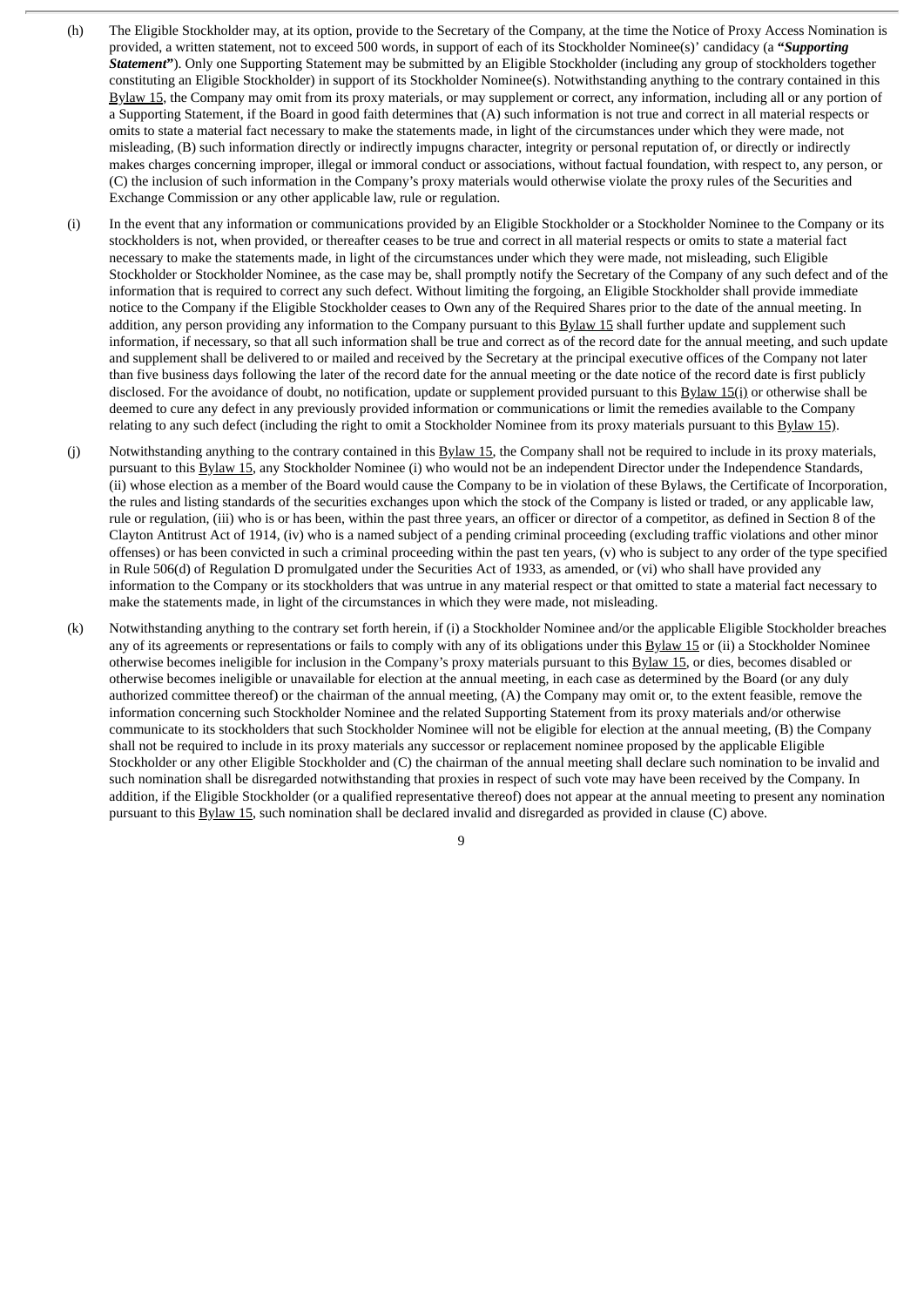(h) The Eligible Stockholder may, at its option, provide to the Secretary of the Company, at the time the Notice of Proxy Access Nomination is provided, a written statement, not to exceed 500 words, in support of each of its Stockholder Nominee(s)' candidacy (a **"*Supporting Statement*"**). Only one Supporting Statement may be submitted by an Eligible Stockholder (including any group of stockholders together constituting an Eligible Stockholder) in support of its Stockholder Nominee(s). Notwithstanding anything to the contrary contained in this Bylaw 15, the Company may omit from its proxy materials, or may supplement or correct, any information, including all or any portion of a Supporting Statement, if the Board in good faith determines that (A) such information is not true and correct in all material respects or omits to state a material fact necessary to make the statements made, in light of the circumstances under which they were made, not misleading, (B) such information directly or indirectly impugns character, integrity or personal reputation of, or directly or indirectly makes charges concerning improper, illegal or immoral conduct or associations, without factual foundation, with respect to, any person, or (C) the inclusion of such information in the Company's proxy materials would otherwise violate the proxy rules of the Securities and Exchange Commission or any other applicable law, rule or regulation.

(i) In the event that any information or communications provided by an Eligible Stockholder or a Stockholder Nominee to the Company or its stockholders is not, when provided, or thereafter ceases to be true and correct in all material respects or omits to state a material fact necessary to make the statements made, in light of the circumstances under which they were made, not misleading, such Eligible Stockholder or Stockholder Nominee, as the case may be, shall promptly notify the Secretary of the Company of any such defect and of the information that is required to correct any such defect. Without limiting the forgoing, an Eligible Stockholder shall provide immediate notice to the Company if the Eligible Stockholder ceases to Own any of the Required Shares prior to the date of the annual meeting. In addition, any person providing any information to the Company pursuant to this Bylaw 15 shall further update and supplement such information, if necessary, so that all such information shall be true and correct as of the record date for the annual meeting, and such update and supplement shall be delivered to or mailed and received by the Secretary at the principal executive offices of the Company not later than five business days following the later of the record date for the annual meeting or the date notice of the record date is first publicly disclosed. For the avoidance of doubt, no notification, update or supplement provided pursuant to this Bylaw 15(i) or otherwise shall be deemed to cure any defect in any previously provided information or communications or limit the remedies available to the Company relating to any such defect (including the right to omit a Stockholder Nominee from its proxy materials pursuant to this Bylaw 15).

(j) Notwithstanding anything to the contrary contained in this Bylaw 15, the Company shall not be required to include in its proxy materials, pursuant to this Bylaw 15, any Stockholder Nominee (i) who would not be an independent Director under the Independence Standards, (ii) whose election as a member of the Board would cause the Company to be in violation of these Bylaws, the Certificate of Incorporation, the rules and listing standards of the securities exchanges upon which the stock of the Company is listed or traded, or any applicable law, rule or regulation, (iii) who is or has been, within the past three years, an officer or director of a competitor, as defined in Section 8 of the Clayton Antitrust Act of 1914, (iv) who is a named subject of a pending criminal proceeding (excluding traffic violations and other minor offenses) or has been convicted in such a criminal proceeding within the past ten years, (v) who is subject to any order of the type specified in Rule 506(d) of Regulation D promulgated under the Securities Act of 1933, as amended, or (vi) who shall have provided any information to the Company or its stockholders that was untrue in any material respect or that omitted to state a material fact necessary to make the statements made, in light of the circumstances in which they were made, not misleading.

(k) Notwithstanding anything to the contrary set forth herein, if (i) a Stockholder Nominee and/or the applicable Eligible Stockholder breaches any of its agreements or representations or fails to comply with any of its obligations under this Bylaw 15 or (ii) a Stockholder Nominee otherwise becomes ineligible for inclusion in the Company's proxy materials pursuant to this Bylaw 15, or dies, becomes disabled or otherwise becomes ineligible or unavailable for election at the annual meeting, in each case as determined by the Board (or any duly authorized committee thereof) or the chairman of the annual meeting, (A) the Company may omit or, to the extent feasible, remove the information concerning such Stockholder Nominee and the related Supporting Statement from its proxy materials and/or otherwise communicate to its stockholders that such Stockholder Nominee will not be eligible for election at the annual meeting, (B) the Company shall not be required to include in its proxy materials any successor or replacement nominee proposed by the applicable Eligible Stockholder or any other Eligible Stockholder and (C) the chairman of the annual meeting shall declare such nomination to be invalid and such nomination shall be disregarded notwithstanding that proxies in respect of such vote may have been received by the Company. In addition, if the Eligible Stockholder (or a qualified representative thereof) does not appear at the annual meeting to present any nomination pursuant to this Bylaw 15, such nomination shall be declared invalid and disregarded as provided in clause (C) above.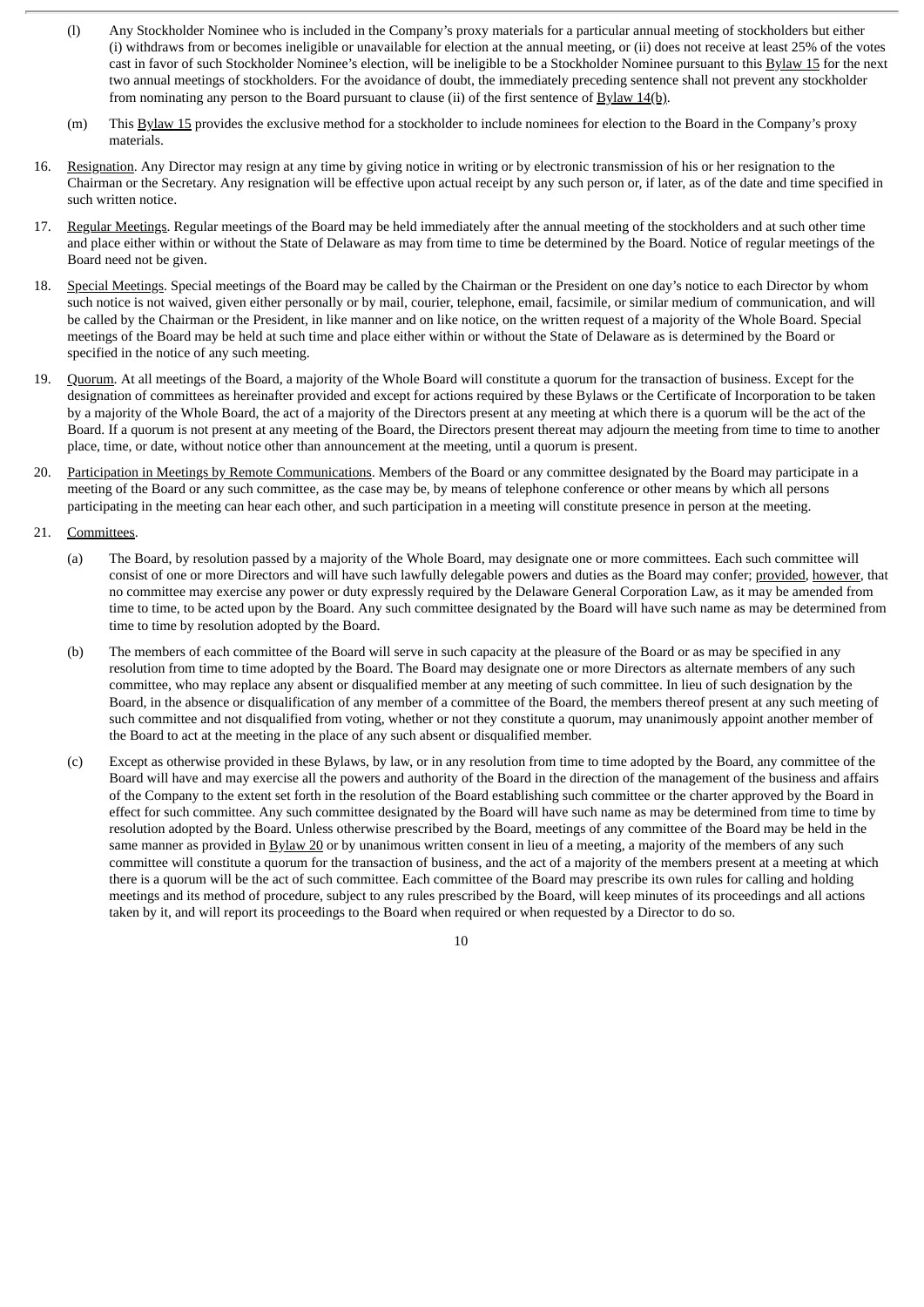(l) Any Stockholder Nominee who is included in the Company's proxy materials for a particular annual meeting of stockholders but either (i) withdraws from or becomes ineligible or unavailable for election at the annual meeting, or (ii) does not receive at least 25% of the votes cast in favor of such Stockholder Nominee's election, will be ineligible to be a Stockholder Nominee pursuant to this Bylaw 15 for the next two annual meetings of stockholders. For the avoidance of doubt, the immediately preceding sentence shall not prevent any stockholder from nominating any person to the Board pursuant to clause (ii) of the first sentence of Bylaw 14(b).

(m) This Bylaw 15 provides the exclusive method for a stockholder to include nominees for election to the Board in the Company's proxy materials.

16. Resignation. Any Director may resign at any time by giving notice in writing or by electronic transmission of his or her resignation to the Chairman or the Secretary. Any resignation will be effective upon actual receipt by any such person or, if later, as of the date and time specified in such written notice.

17. Regular Meetings. Regular meetings of the Board may be held immediately after the annual meeting of the stockholders and at such other time and place either within or without the State of Delaware as may from time to time be determined by the Board. Notice of regular meetings of the Board need not be given.

18. Special Meetings. Special meetings of the Board may be called by the Chairman or the President on one day's notice to each Director by whom such notice is not waived, given either personally or by mail, courier, telephone, email, facsimile, or similar medium of communication, and will be called by the Chairman or the President, in like manner and on like notice, on the written request of a majority of the Whole Board. Special meetings of the Board may be held at such time and place either within or without the State of Delaware as is determined by the Board or specified in the notice of any such meeting.

19. Quorum. At all meetings of the Board, a majority of the Whole Board will constitute a quorum for the transaction of business. Except for the designation of committees as hereinafter provided and except for actions required by these Bylaws or the Certificate of Incorporation to be taken by a majority of the Whole Board, the act of a majority of the Directors present at any meeting at which there is a quorum will be the act of the Board. If a quorum is not present at any meeting of the Board, the Directors present thereat may adjourn the meeting from time to time to another place, time, or date, without notice other than announcement at the meeting, until a quorum is present.

20. Participation in Meetings by Remote Communications. Members of the Board or any committee designated by the Board may participate in a meeting of the Board or any such committee, as the case may be, by means of telephone conference or other means by which all persons participating in the meeting can hear each other, and such participation in a meeting will constitute presence in person at the meeting.

21. Committees.

(a) The Board, by resolution passed by a majority of the Whole Board, may designate one or more committees. Each such committee will consist of one or more Directors and will have such lawfully delegable powers and duties as the Board may confer; provided, however, that no committee may exercise any power or duty expressly required by the Delaware General Corporation Law, as it may be amended from time to time, to be acted upon by the Board. Any such committee designated by the Board will have such name as may be determined from time to time by resolution adopted by the Board.

(b) The members of each committee of the Board will serve in such capacity at the pleasure of the Board or as may be specified in any resolution from time to time adopted by the Board. The Board may designate one or more Directors as alternate members of any such committee, who may replace any absent or disqualified member at any meeting of such committee. In lieu of such designation by the Board, in the absence or disqualification of any member of a committee of the Board, the members thereof present at any such meeting of such committee and not disqualified from voting, whether or not they constitute a quorum, may unanimously appoint another member of the Board to act at the meeting in the place of any such absent or disqualified member.

(c) Except as otherwise provided in these Bylaws, by law, or in any resolution from time to time adopted by the Board, any committee of the Board will have and may exercise all the powers and authority of the Board in the direction of the management of the business and affairs of the Company to the extent set forth in the resolution of the Board establishing such committee or the charter approved by the Board in effect for such committee. Any such committee designated by the Board will have such name as may be determined from time to time by resolution adopted by the Board. Unless otherwise prescribed by the Board, meetings of any committee of the Board may be held in the same manner as provided in Bylaw 20 or by unanimous written consent in lieu of a meeting, a majority of the members of any such committee will constitute a quorum for the transaction of business, and the act of a majority of the members present at a meeting at which there is a quorum will be the act of such committee. Each committee of the Board may prescribe its own rules for calling and holding meetings and its method of procedure, subject to any rules prescribed by the Board, will keep minutes of its proceedings and all actions taken by it, and will report its proceedings to the Board when required or when requested by a Director to do so.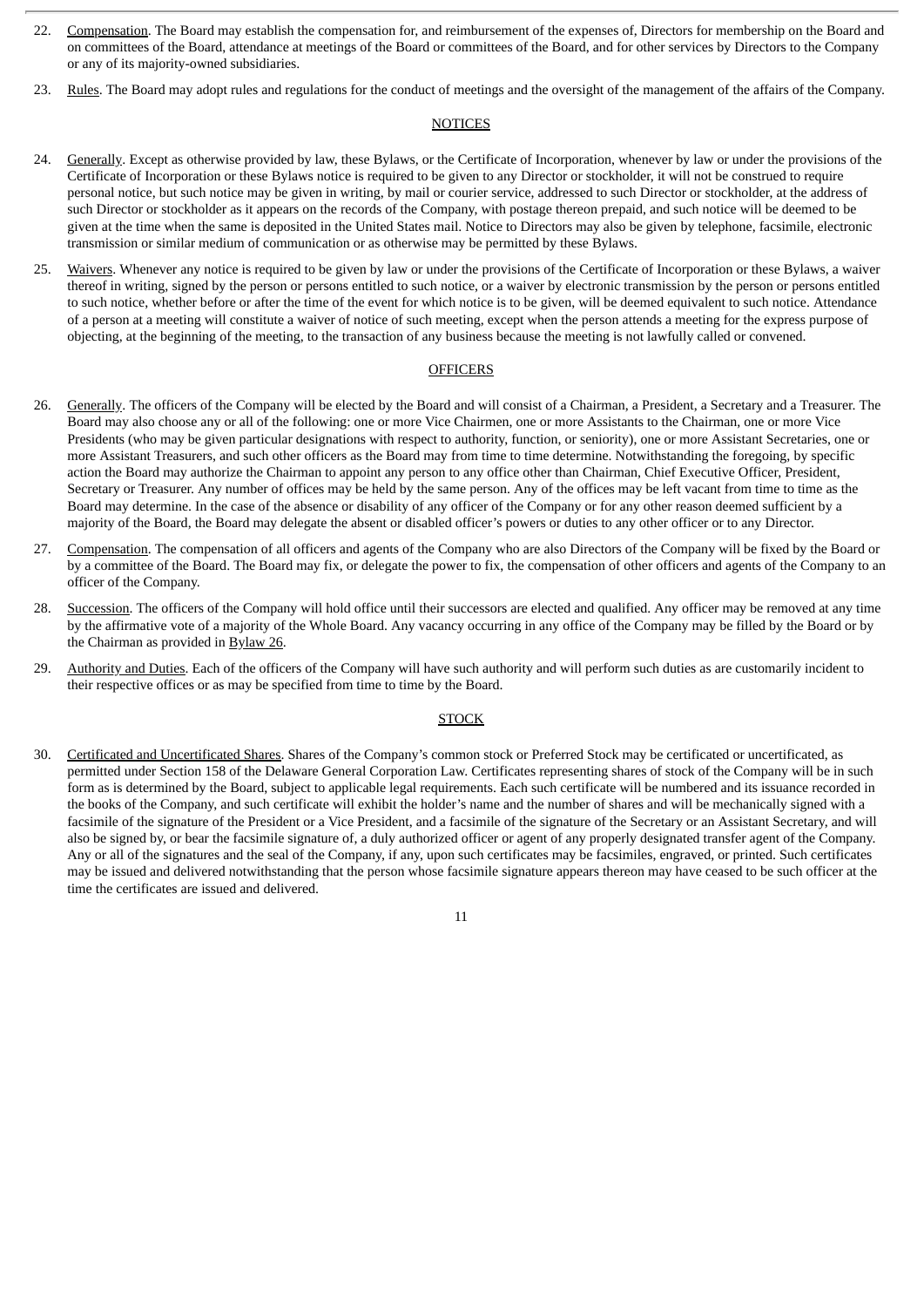22. Compensation. The Board may establish the compensation for, and reimbursement of the expenses of, Directors for membership on the Board and on committees of the Board, attendance at meetings of the Board or committees of the Board, and for other services by Directors to the Company or any of its majority-owned subsidiaries.

23. Rules. The Board may adopt rules and regulations for the conduct of meetings and the oversight of the management of the affairs of the Company.

NOTICES

24. Generally. Except as otherwise provided by law, these Bylaws, or the Certificate of Incorporation, whenever by law or under the provisions of the Certificate of Incorporation or these Bylaws notice is required to be given to any Director or stockholder, it will not be construed to require personal notice, but such notice may be given in writing, by mail or courier service, addressed to such Director or stockholder, at the address of such Director or stockholder as it appears on the records of the Company, with postage thereon prepaid, and such notice will be deemed to be given at the time when the same is deposited in the United States mail. Notice to Directors may also be given by telephone, facsimile, electronic transmission or similar medium of communication or as otherwise may be permitted by these Bylaws.

25. Waivers. Whenever any notice is required to be given by law or under the provisions of the Certificate of Incorporation or these Bylaws, a waiver thereof in writing, signed by the person or persons entitled to such notice, or a waiver by electronic transmission by the person or persons entitled to such notice, whether before or after the time of the event for which notice is to be given, will be deemed equivalent to such notice. Attendance of a person at a meeting will constitute a waiver of notice of such meeting, except when the person attends a meeting for the express purpose of objecting, at the beginning of the meeting, to the transaction of any business because the meeting is not lawfully called or convened.

OFFICERS

26. Generally. The officers of the Company will be elected by the Board and will consist of a Chairman, a President, a Secretary and a Treasurer. The Board may also choose any or all of the following: one or more Vice Chairmen, one or more Assistants to the Chairman, one or more Vice Presidents (who may be given particular designations with respect to authority, function, or seniority), one or more Assistant Secretaries, one or more Assistant Treasurers, and such other officers as the Board may from time to time determine. Notwithstanding the foregoing, by specific action the Board may authorize the Chairman to appoint any person to any office other than Chairman, Chief Executive Officer, President, Secretary or Treasurer. Any number of offices may be held by the same person. Any of the offices may be left vacant from time to time as the Board may determine. In the case of the absence or disability of any officer of the Company or for any other reason deemed sufficient by a majority of the Board, the Board may delegate the absent or disabled officer's powers or duties to any other officer or to any Director.

27. Compensation. The compensation of all officers and agents of the Company who are also Directors of the Company will be fixed by the Board or by a committee of the Board. The Board may fix, or delegate the power to fix, the compensation of other officers and agents of the Company to an officer of the Company.

28. Succession. The officers of the Company will hold office until their successors are elected and qualified. Any officer may be removed at any time by the affirmative vote of a majority of the Whole Board. Any vacancy occurring in any office of the Company may be filled by the Board or by the Chairman as provided in Bylaw 26.

29. Authority and Duties. Each of the officers of the Company will have such authority and will perform such duties as are customarily incident to their respective offices or as may be specified from time to time by the Board.

STOCK

30. Certificated and Uncertificated Shares. Shares of the Company's common stock or Preferred Stock may be certificated or uncertificated, as permitted under Section 158 of the Delaware General Corporation Law. Certificates representing shares of stock of the Company will be in such form as is determined by the Board, subject to applicable legal requirements. Each such certificate will be numbered and its issuance recorded in the books of the Company, and such certificate will exhibit the holder's name and the number of shares and will be mechanically signed with a facsimile of the signature of the President or a Vice President, and a facsimile of the signature of the Secretary or an Assistant Secretary, and will also be signed by, or bear the facsimile signature of, a duly authorized officer or agent of any properly designated transfer agent of the Company. Any or all of the signatures and the seal of the Company, if any, upon such certificates may be facsimiles, engraved, or printed. Such certificates may be issued and delivered notwithstanding that the person whose facsimile signature appears thereon may have ceased to be such officer at the time the certificates are issued and delivered.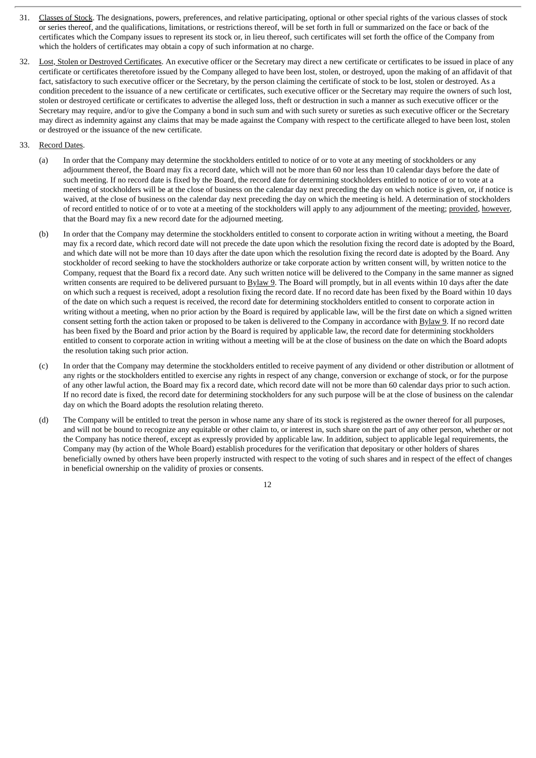31. Classes of Stock. The designations, powers, preferences, and relative participating, optional or other special rights of the various classes of stock or series thereof, and the qualifications, limitations, or restrictions thereof, will be set forth in full or summarized on the face or back of the certificates which the Company issues to represent its stock or, in lieu thereof, such certificates will set forth the office of the Company from which the holders of certificates may obtain a copy of such information at no charge.

32. Lost, Stolen or Destroyed Certificates. An executive officer or the Secretary may direct a new certificate or certificates to be issued in place of any certificate or certificates theretofore issued by the Company alleged to have been lost, stolen, or destroyed, upon the making of an affidavit of that fact, satisfactory to such executive officer or the Secretary, by the person claiming the certificate of stock to be lost, stolen or destroyed. As a condition precedent to the issuance of a new certificate or certificates, such executive officer or the Secretary may require the owners of such lost, stolen or destroyed certificate or certificates to advertise the alleged loss, theft or destruction in such a manner as such executive officer or the Secretary may require, and/or to give the Company a bond in such sum and with such surety or sureties as such executive officer or the Secretary may direct as indemnity against any claims that may be made against the Company with respect to the certificate alleged to have been lost, stolen or destroyed or the issuance of the new certificate.

33. Record Dates.

(a) In order that the Company may determine the stockholders entitled to notice of or to vote at any meeting of stockholders or any adjournment thereof, the Board may fix a record date, which will not be more than 60 nor less than 10 calendar days before the date of such meeting. If no record date is fixed by the Board, the record date for determining stockholders entitled to notice of or to vote at a meeting of stockholders will be at the close of business on the calendar day next preceding the day on which notice is given, or, if notice is waived, at the close of business on the calendar day next preceding the day on which the meeting is held. A determination of stockholders of record entitled to notice of or to vote at a meeting of the stockholders will apply to any adjournment of the meeting; provided, however, that the Board may fix a new record date for the adjourned meeting.

(b) In order that the Company may determine the stockholders entitled to consent to corporate action in writing without a meeting, the Board may fix a record date, which record date will not precede the date upon which the resolution fixing the record date is adopted by the Board, and which date will not be more than 10 days after the date upon which the resolution fixing the record date is adopted by the Board. Any stockholder of record seeking to have the stockholders authorize or take corporate action by written consent will, by written notice to the Company, request that the Board fix a record date. Any such written notice will be delivered to the Company in the same manner as signed written consents are required to be delivered pursuant to Bylaw 9. The Board will promptly, but in all events within 10 days after the date on which such a request is received, adopt a resolution fixing the record date. If no record date has been fixed by the Board within 10 days of the date on which such a request is received, the record date for determining stockholders entitled to consent to corporate action in writing without a meeting, when no prior action by the Board is required by applicable law, will be the first date on which a signed written consent setting forth the action taken or proposed to be taken is delivered to the Company in accordance with Bylaw 9. If no record date has been fixed by the Board and prior action by the Board is required by applicable law, the record date for determining stockholders entitled to consent to corporate action in writing without a meeting will be at the close of business on the date on which the Board adopts the resolution taking such prior action.

(c) In order that the Company may determine the stockholders entitled to receive payment of any dividend or other distribution or allotment of any rights or the stockholders entitled to exercise any rights in respect of any change, conversion or exchange of stock, or for the purpose of any other lawful action, the Board may fix a record date, which record date will not be more than 60 calendar days prior to such action. If no record date is fixed, the record date for determining stockholders for any such purpose will be at the close of business on the calendar day on which the Board adopts the resolution relating thereto.

(d) The Company will be entitled to treat the person in whose name any share of its stock is registered as the owner thereof for all purposes, and will not be bound to recognize any equitable or other claim to, or interest in, such share on the part of any other person, whether or not the Company has notice thereof, except as expressly provided by applicable law. In addition, subject to applicable legal requirements, the Company may (by action of the Whole Board) establish procedures for the verification that depositary or other holders of shares beneficially owned by others have been properly instructed with respect to the voting of such shares and in respect of the effect of changes in beneficial ownership on the validity of proxies or consents.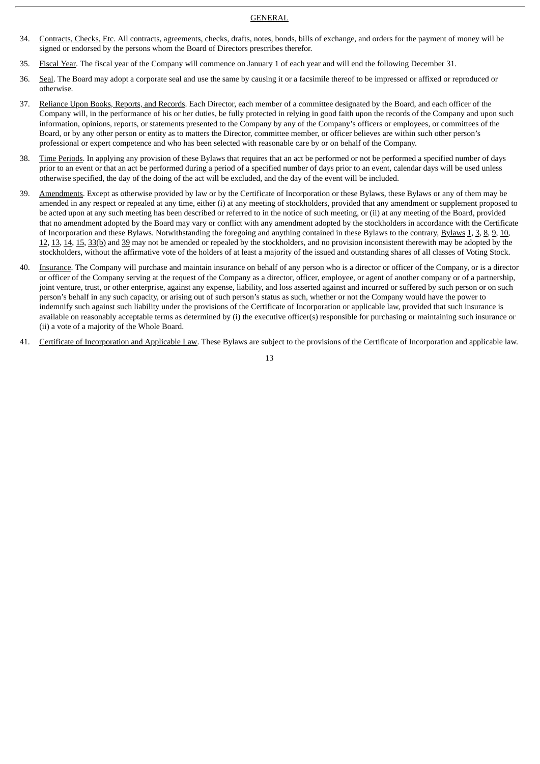## GENERAL

34. Contracts, Checks, Etc. All contracts, agreements, checks, drafts, notes, bonds, bills of exchange, and orders for the payment of money will be signed or endorsed by the persons whom the Board of Directors prescribes therefor.

35. Fiscal Year. The fiscal year of the Company will commence on January 1 of each year and will end the following December 31.

36. Seal. The Board may adopt a corporate seal and use the same by causing it or a facsimile thereof to be impressed or affixed or reproduced or otherwise.

37. Reliance Upon Books, Reports, and Records. Each Director, each member of a committee designated by the Board, and each officer of the Company will, in the performance of his or her duties, be fully protected in relying in good faith upon the records of the Company and upon such information, opinions, reports, or statements presented to the Company by any of the Company's officers or employees, or committees of the Board, or by any other person or entity as to matters the Director, committee member, or officer believes are within such other person's professional or expert competence and who has been selected with reasonable care by or on behalf of the Company.

38. Time Periods. In applying any provision of these Bylaws that requires that an act be performed or not be performed a specified number of days prior to an event or that an act be performed during a period of a specified number of days prior to an event, calendar days will be used unless otherwise specified, the day of the doing of the act will be excluded, and the day of the event will be included.

39. Amendments. Except as otherwise provided by law or by the Certificate of Incorporation or these Bylaws, these Bylaws or any of them may be amended in any respect or repealed at any time, either (i) at any meeting of stockholders, provided that any amendment or supplement proposed to be acted upon at any such meeting has been described or referred to in the notice of such meeting, or (ii) at any meeting of the Board, provided that no amendment adopted by the Board may vary or conflict with any amendment adopted by the stockholders in accordance with the Certificate of Incorporation and these Bylaws. Notwithstanding the foregoing and anything contained in these Bylaws to the contrary, Bylaws 1, 3, 8, 9, 10, 12, 13, 14, 15, 33(b) and 39 may not be amended or repealed by the stockholders, and no provision inconsistent therewith may be adopted by the stockholders, without the affirmative vote of the holders of at least a majority of the issued and outstanding shares of all classes of Voting Stock.

40. Insurance. The Company will purchase and maintain insurance on behalf of any person who is a director or officer of the Company, or is a director or officer of the Company serving at the request of the Company as a director, officer, employee, or agent of another company or of a partnership, joint venture, trust, or other enterprise, against any expense, liability, and loss asserted against and incurred or suffered by such person or on such person's behalf in any such capacity, or arising out of such person's status as such, whether or not the Company would have the power to indemnify such against such liability under the provisions of the Certificate of Incorporation or applicable law, provided that such insurance is available on reasonably acceptable terms as determined by (i) the executive officer(s) responsible for purchasing or maintaining such insurance or (ii) a vote of a majority of the Whole Board.

41. Certificate of Incorporation and Applicable Law. These Bylaws are subject to the provisions of the Certificate of Incorporation and applicable law.